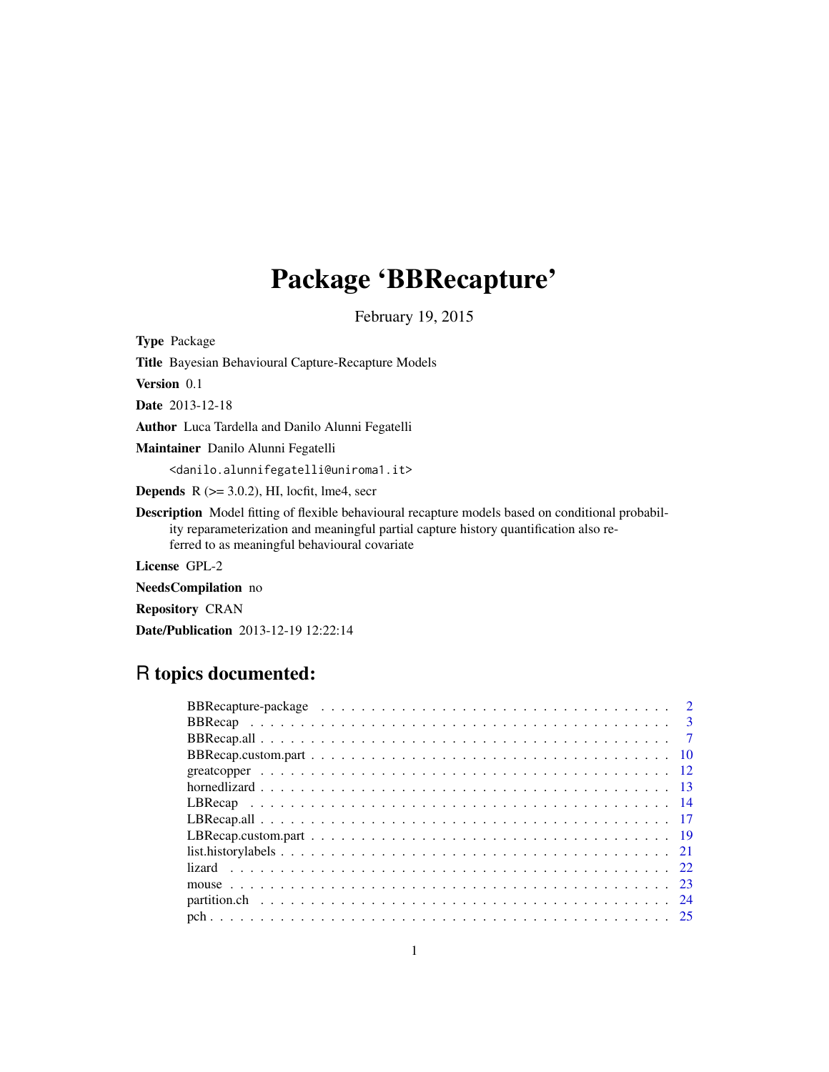# Package 'BBRecapture'

February 19, 2015

**Type** Package

**Title** Bayesian Behavioural Capture-Recapture Models

**Version** 0.1

**Date** 2013-12-18

**Author** Luca Tardella and Danilo Alunni Fegatelli

**Maintainer** Danilo Alunni Fegatelli <danilo.alunnifegatelli@uniroma1.it>

**Depends** R (>= 3.0.2), HI, locfit, lme4, secr

**Description** Model fitting of flexible behavioural recapture models based on conditional probability reparameterization and meaningful partial capture history quantification also referred to as meaningful behavioural covariate

**License** GPL-2

**NeedsCompilation** no

**Repository** CRAN

**Date/Publication** 2013-12-19 12:22:14

## R topics documented:

| | |
|---|---|
| BBRecapture-package | 2 |
| BBRecap | 3 |
| BBRecap.all | 7 |
| BBRecap.custom.part | 10 |
| greatcopper | 12 |
| hornedlizard | 13 |
| LBRecap | 14 |
| LBRecap.all | 17 |
| LBRecap.custom.part | 19 |
| list.historylabels | 21 |
| lizard | 22 |
| mouse | 23 |
| partition.ch | 24 |
| pch | 25 |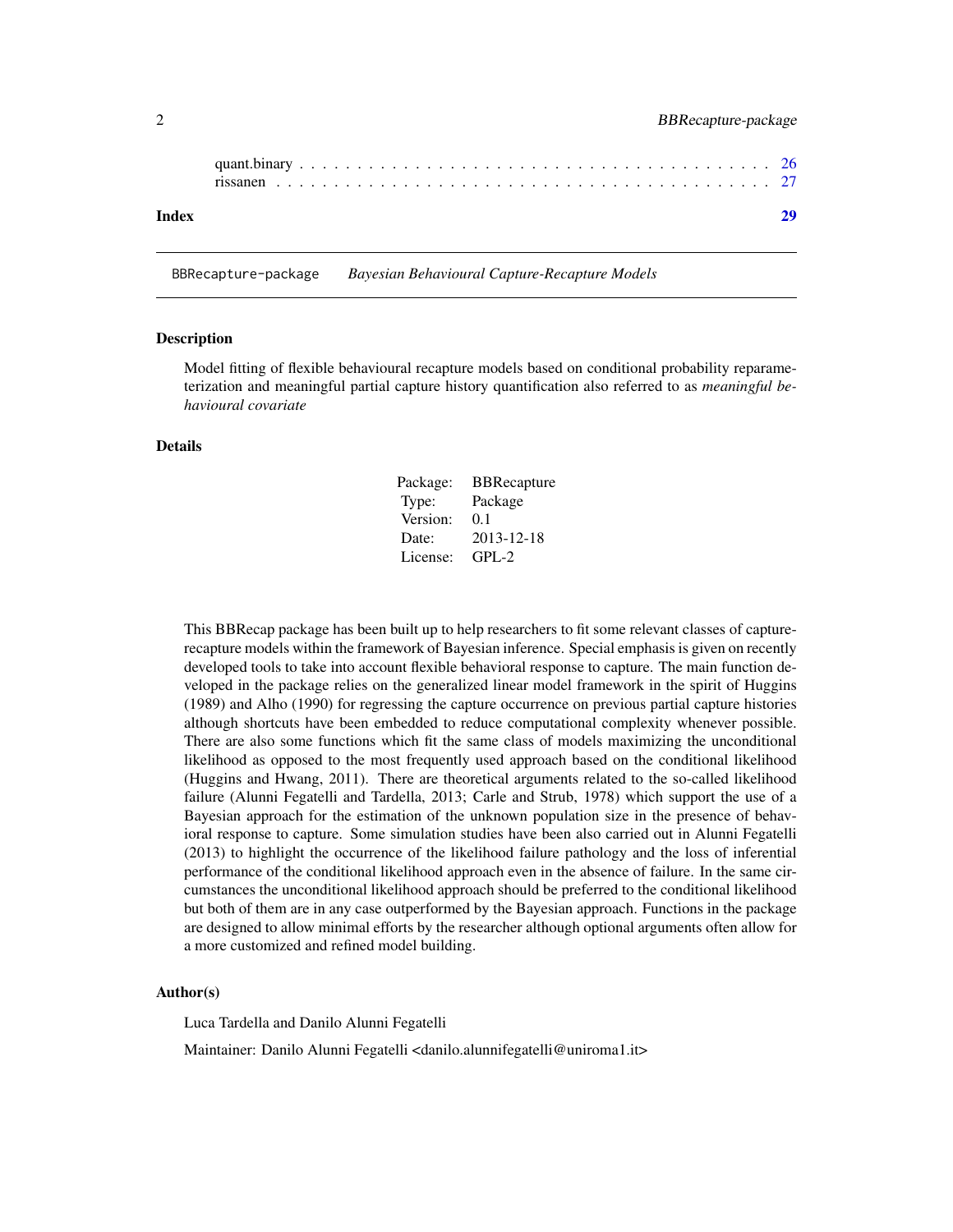quant.binary . . . . . . . . . . . . . . . . . . . . . . . . . . . . . . . . . . . . . . . 26
rissanen . . . . . . . . . . . . . . . . . . . . . . . . . . . . . . . . . . . . . . . . . 27

**Index** **29**

---

BBRecapture-package *Bayesian Behavioural Capture-Recapture Models*

---

### Description

Model fitting of flexible behavioural recapture models based on conditional probability reparameterization and meaningful partial capture history quantification also referred to as *meaningful behavioural covariate*

### Details

| | |
|---|---|
| Package: | BBRecapture |
| Type: | Package |
| Version: | 0.1 |
| Date: | 2013-12-18 |
| License: | GPL-2 |

This BBRecap package has been built up to help researchers to fit some relevant classes of capture-recapture models within the framework of Bayesian inference. Special emphasis is given on recently developed tools to take into account flexible behavioral response to capture. The main function developed in the package relies on the generalized linear model framework in the spirit of Huggins (1989) and Alho (1990) for regressing the capture occurrence on previous partial capture histories although shortcuts have been embedded to reduce computational complexity whenever possible. There are also some functions which fit the same class of models maximizing the unconditional likelihood as opposed to the most frequently used approach based on the conditional likelihood (Huggins and Hwang, 2011). There are theoretical arguments related to the so-called likelihood failure (Alunni Fegatelli and Tardella, 2013; Carle and Strub, 1978) which support the use of a Bayesian approach for the estimation of the unknown population size in the presence of behavioral response to capture. Some simulation studies have been also carried out in Alunni Fegatelli (2013) to highlight the occurrence of the likelihood failure pathology and the loss of inferential performance of the conditional likelihood approach even in the absence of failure. In the same circumstances the unconditional likelihood approach should be preferred to the conditional likelihood but both of them are in any case outperformed by the Bayesian approach. Functions in the package are designed to allow minimal efforts by the researcher although optional arguments often allow for a more customized and refined model building.

### Author(s)

Luca Tardella and Danilo Alunni Fegatelli

Maintainer: Danilo Alunni Fegatelli <danilo.alunnifegatelli@uniroma1.it>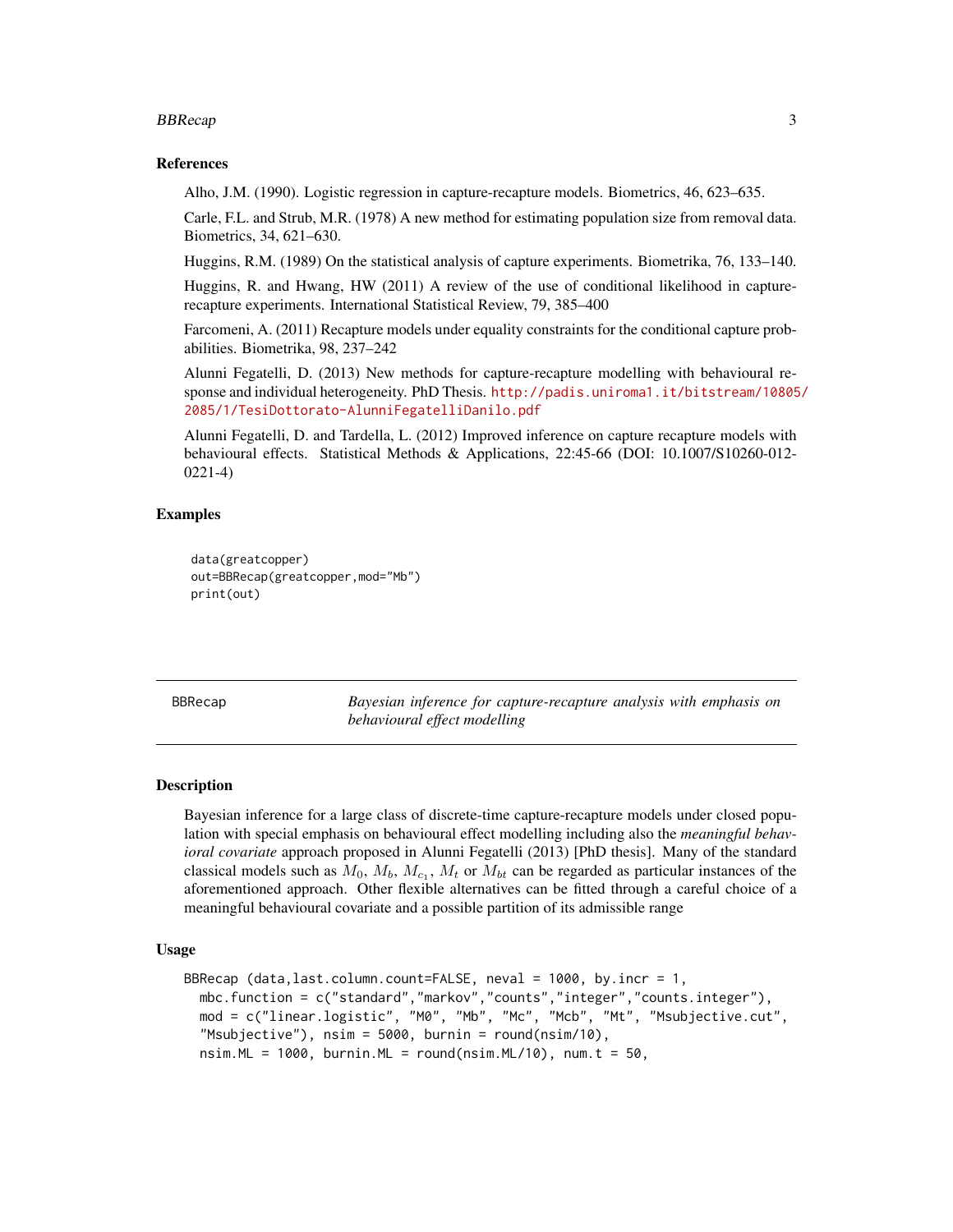### References

Alho, J.M. (1990). Logistic regression in capture-recapture models. Biometrics, 46, 623–635.

Carle, F.L. and Strub, M.R. (1978) A new method for estimating population size from removal data. Biometrics, 34, 621–630.

Huggins, R.M. (1989) On the statistical analysis of capture experiments. Biometrika, 76, 133–140.

Huggins, R. and Hwang, HW (2011) A review of the use of conditional likelihood in capture-recapture experiments. International Statistical Review, 79, 385–400

Farcomeni, A. (2011) Recapture models under equality constraints for the conditional capture probabilities. Biometrika, 98, 237–242

Alunni Fegatelli, D. (2013) New methods for capture-recapture modelling with behavioural response and individual heterogeneity. PhD Thesis. http://padis.uniroma1.it/bitstream/10805/2085/1/TesiDottorato-AlunniFegatelliDanilo.pdf

Alunni Fegatelli, D. and Tardella, L. (2012) Improved inference on capture recapture models with behavioural effects. Statistical Methods & Applications, 22:45-66 (DOI: 10.1007/S10260-012-0221-4)

### Examples

```
data(greatcopper)
out=BBRecap(greatcopper,mod="Mb")
print(out)
```

---

## BBRecap — *Bayesian inference for capture-recapture analysis with emphasis on behavioural effect modelling*

### Description

Bayesian inference for a large class of discrete-time capture-recapture models under closed population with special emphasis on behavioural effect modelling including also the *meaningful behavioral covariate* approach proposed in Alunni Fegatelli (2013) [PhD thesis]. Many of the standard classical models such as $M_0$, $M_b$, $M_{c_1}$, $M_t$ or $M_{bt}$ can be regarded as particular instances of the aforementioned approach. Other flexible alternatives can be fitted through a careful choice of a meaningful behavioural covariate and a possible partition of its admissible range

### Usage

```
BBRecap (data,last.column.count=FALSE, neval = 1000, by.incr = 1,
  mbc.function = c("standard","markov","counts","integer","counts.integer"),
  mod = c("linear.logistic", "M0", "Mb", "Mc", "Mcb", "Mt", "Msubjective.cut",
  "Msubjective"), nsim = 5000, burnin = round(nsim/10),
  nsim.ML = 1000, burnin.ML = round(nsim.ML/10), num.t = 50,
```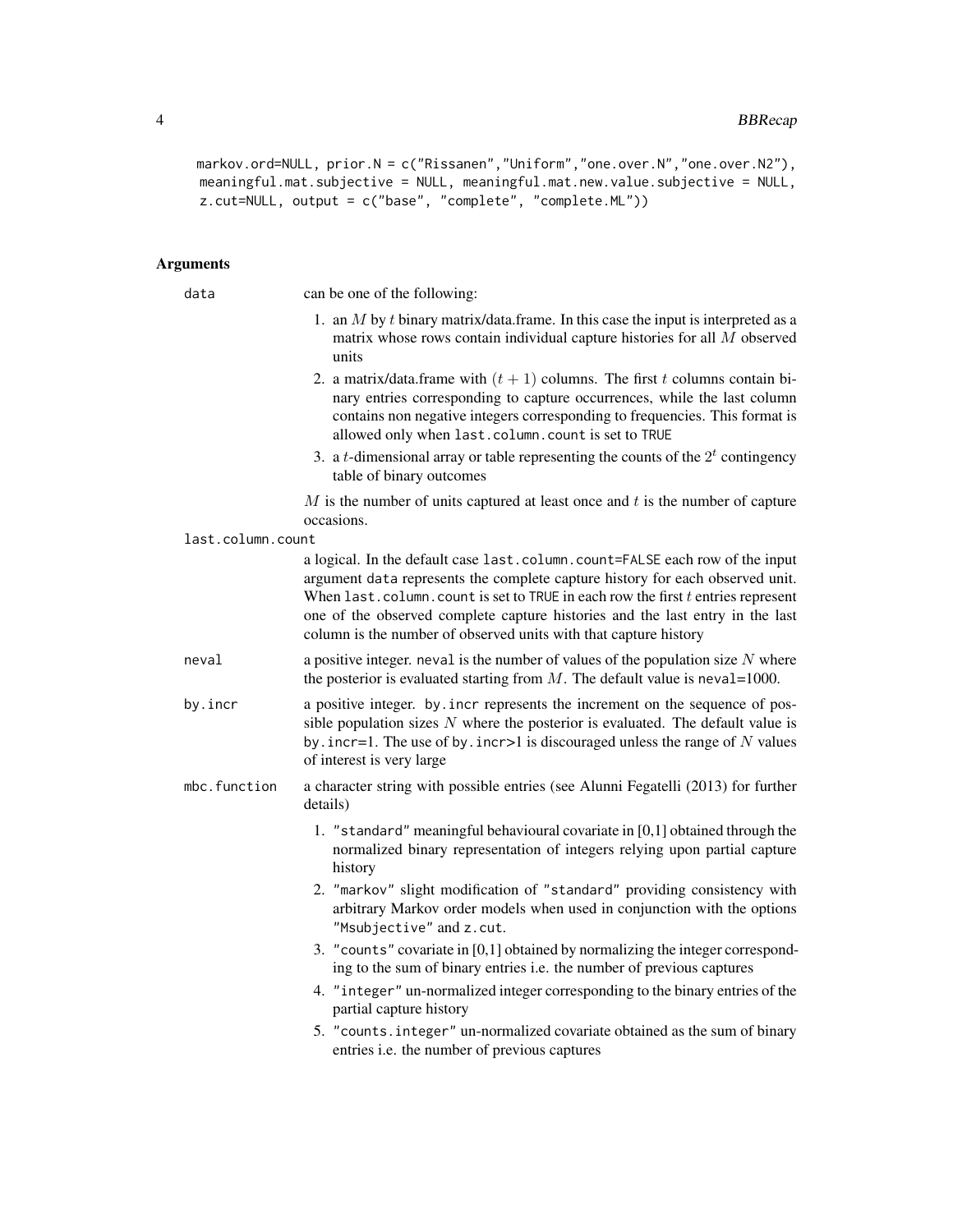```
markov.ord=NULL, prior.N = c("Rissanen","Uniform","one.over.N","one.over.N2"),
 meaningful.mat.subjective = NULL, meaningful.mat.new.value.subjective = NULL,
 z.cut=NULL, output = c("base", "complete", "complete.ML"))
```

## Arguments

**data**
can be one of the following:

1. an $M$ by $t$ binary matrix/data.frame. In this case the input is interpreted as a matrix whose rows contain individual capture histories for all $M$ observed units
2. a matrix/data.frame with $(t+1)$ columns. The first $t$ columns contain binary entries corresponding to capture occurrences, while the last column contains non negative integers corresponding to frequencies. This format is allowed only when `last.column.count` is set to `TRUE`
3. a $t$-dimensional array or table representing the counts of the $2^t$ contingency table of binary outcomes

$M$ is the number of units captured at least once and $t$ is the number of capture occasions.

**last.column.count**
a logical. In the default case `last.column.count=FALSE` each row of the input argument `data` represents the complete capture history for each observed unit. When `last.column.count` is set to `TRUE` in each row the first $t$ entries represent one of the observed complete capture histories and the last entry in the last column is the number of observed units with that capture history

**neval**
a positive integer. `neval` is the number of values of the population size $N$ where the posterior is evaluated starting from $M$. The default value is `neval`=1000.

**by.incr**
a positive integer. `by.incr` represents the increment on the sequence of possible population sizes $N$ where the posterior is evaluated. The default value is `by.incr`=1. The use of `by.incr`>1 is discouraged unless the range of $N$ values of interest is very large

**mbc.function**
a character string with possible entries (see Alunni Fegatelli (2013) for further details)

1. `"standard"` meaningful behavioural covariate in [0,1] obtained through the normalized binary representation of integers relying upon partial capture history
2. `"markov"` slight modification of `"standard"` providing consistency with arbitrary Markov order models when used in conjunction with the options `"Msubjective"` and `z.cut`.
3. `"counts"` covariate in [0,1] obtained by normalizing the integer corresponding to the sum of binary entries i.e. the number of previous captures
4. `"integer"` un-normalized integer corresponding to the binary entries of the partial capture history
5. `"counts.integer"` un-normalized covariate obtained as the sum of binary entries i.e. the number of previous captures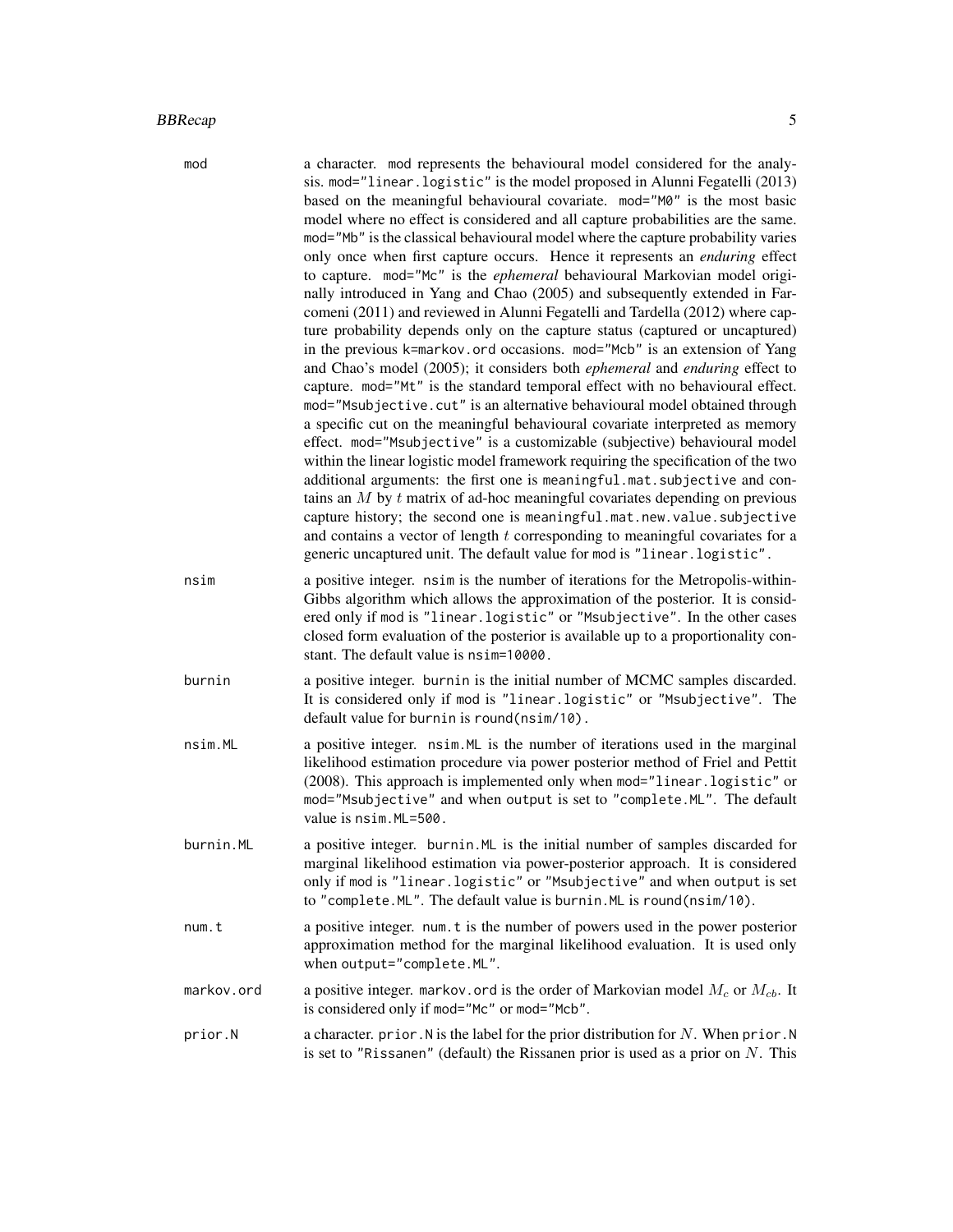`mod` a character. `mod` represents the behavioural model considered for the analysis. `mod="linear.logistic"` is the model proposed in Alunni Fegatelli (2013) based on the meaningful behavioural covariate. `mod="M0"` is the most basic model where no effect is considered and all capture probabilities are the same. `mod="Mb"` is the classical behavioural model where the capture probability varies only once when first capture occurs. Hence it represents an *enduring* effect to capture. `mod="Mc"` is the *ephemeral* behavioural Markovian model originally introduced in Yang and Chao (2005) and subsequently extended in Farcomeni (2011) and reviewed in Alunni Fegatelli and Tardella (2012) where capture probability depends only on the capture status (captured or uncaptured) in the previous `k=markov.ord` occasions. `mod="Mcb"` is an extension of Yang and Chao's model (2005); it considers both *ephemeral* and *enduring* effect to capture. `mod="Mt"` is the standard temporal effect with no behavioural effect. `mod="Msubjective.cut"` is an alternative behavioural model obtained through a specific cut on the meaningful behavioural covariate interpreted as memory effect. `mod="Msubjective"` is a customizable (subjective) behavioural model within the linear logistic model framework requiring the specification of the two additional arguments: the first one is `meaningful.mat.subjective` and contains an $M$ by $t$ matrix of ad-hoc meaningful covariates depending on previous capture history; the second one is `meaningful.mat.new.value.subjective` and contains a vector of length $t$ corresponding to meaningful covariates for a generic uncaptured unit. The default value for `mod` is `"linear.logistic"`.

`nsim` a positive integer. `nsim` is the number of iterations for the Metropolis-within-Gibbs algorithm which allows the approximation of the posterior. It is considered only if `mod` is `"linear.logistic"` or `"Msubjective"`. In the other cases closed form evaluation of the posterior is available up to a proportionality constant. The default value is `nsim=10000`.

`burnin` a positive integer. `burnin` is the initial number of MCMC samples discarded. It is considered only if `mod` is `"linear.logistic"` or `"Msubjective"`. The default value for `burnin` is `round(nsim/10)`.

`nsim.ML` a positive integer. `nsim.ML` is the number of iterations used in the marginal likelihood estimation procedure via power posterior method of Friel and Pettit (2008). This approach is implemented only when `mod="linear.logistic"` or `mod="Msubjective"` and when `output` is set to `"complete.ML"`. The default value is `nsim.ML=500`.

`burnin.ML` a positive integer. `burnin.ML` is the initial number of samples discarded for marginal likelihood estimation via power-posterior approach. It is considered only if `mod` is `"linear.logistic"` or `"Msubjective"` and when `output` is set to `"complete.ML"`. The default value is `burnin.ML` is `round(nsim/10)`.

`num.t` a positive integer. `num.t` is the number of powers used in the power posterior approximation method for the marginal likelihood evaluation. It is used only when `output="complete.ML"`.

`markov.ord` a positive integer. `markov.ord` is the order of Markovian model $M_c$ or $M_{cb}$. It is considered only if `mod="Mc"` or `mod="Mcb"`.

`prior.N` a character. `prior.N` is the label for the prior distribution for $N$. When `prior.N` is set to `"Rissanen"` (default) the Rissanen prior is used as a prior on $N$. This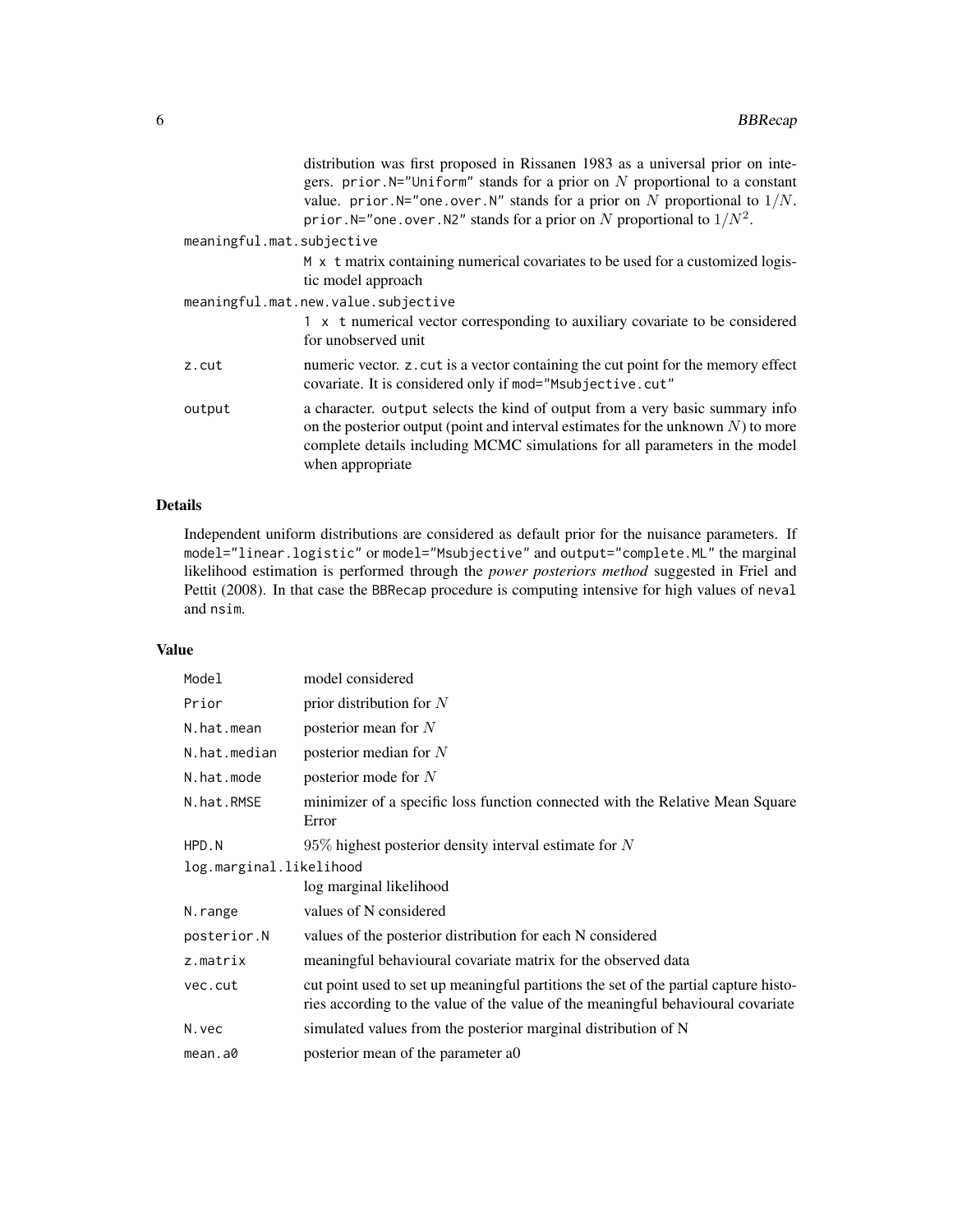distribution was first proposed in Rissanen 1983 as a universal prior on integers. `prior.N="Uniform"` stands for a prior on $N$ proportional to a constant value. `prior.N="one.over.N"` stands for a prior on $N$ proportional to $1/N$. `prior.N="one.over.N2"` stands for a prior on $N$ proportional to $1/N^2$.

`meaningful.mat.subjective`
: `M x t` matrix containing numerical covariates to be used for a customized logistic model approach

`meaningful.mat.new.value.subjective`
: `1 x t` numerical vector corresponding to auxiliary covariate to be considered for unobserved unit

`z.cut`
: numeric vector. `z.cut` is a vector containing the cut point for the memory effect covariate. It is considered only if `mod="Msubjective.cut"`

`output`
: a character. `output` selects the kind of output from a very basic summary info on the posterior output (point and interval estimates for the unknown $N$) to more complete details including MCMC simulations for all parameters in the model when appropriate

## Details

Independent uniform distributions are considered as default prior for the nuisance parameters. If `model="linear.logistic"` or `model="Msubjective"` and `output="complete.ML"` the marginal likelihood estimation is performed through the *power posteriors method* suggested in Friel and Pettit (2008). In that case the `BBRecap` procedure is computing intensive for high values of `neval` and `nsim`.

## Value

| | |
|---|---|
| `Model` | model considered |
| `Prior` | prior distribution for $N$ |
| `N.hat.mean` | posterior mean for $N$ |
| `N.hat.median` | posterior median for $N$ |
| `N.hat.mode` | posterior mode for $N$ |
| `N.hat.RMSE` | minimizer of a specific loss function connected with the Relative Mean Square Error |
| `HPD.N` | 95% highest posterior density interval estimate for $N$ |
| `log.marginal.likelihood` | log marginal likelihood |
| `N.range` | values of N considered |
| `posterior.N` | values of the posterior distribution for each N considered |
| `z.matrix` | meaningful behavioural covariate matrix for the observed data |
| `vec.cut` | cut point used to set up meaningful partitions the set of the partial capture histories according to the value of the value of the meaningful behavioural covariate |
| `N.vec` | simulated values from the posterior marginal distribution of N |
| `mean.a0` | posterior mean of the parameter a0 |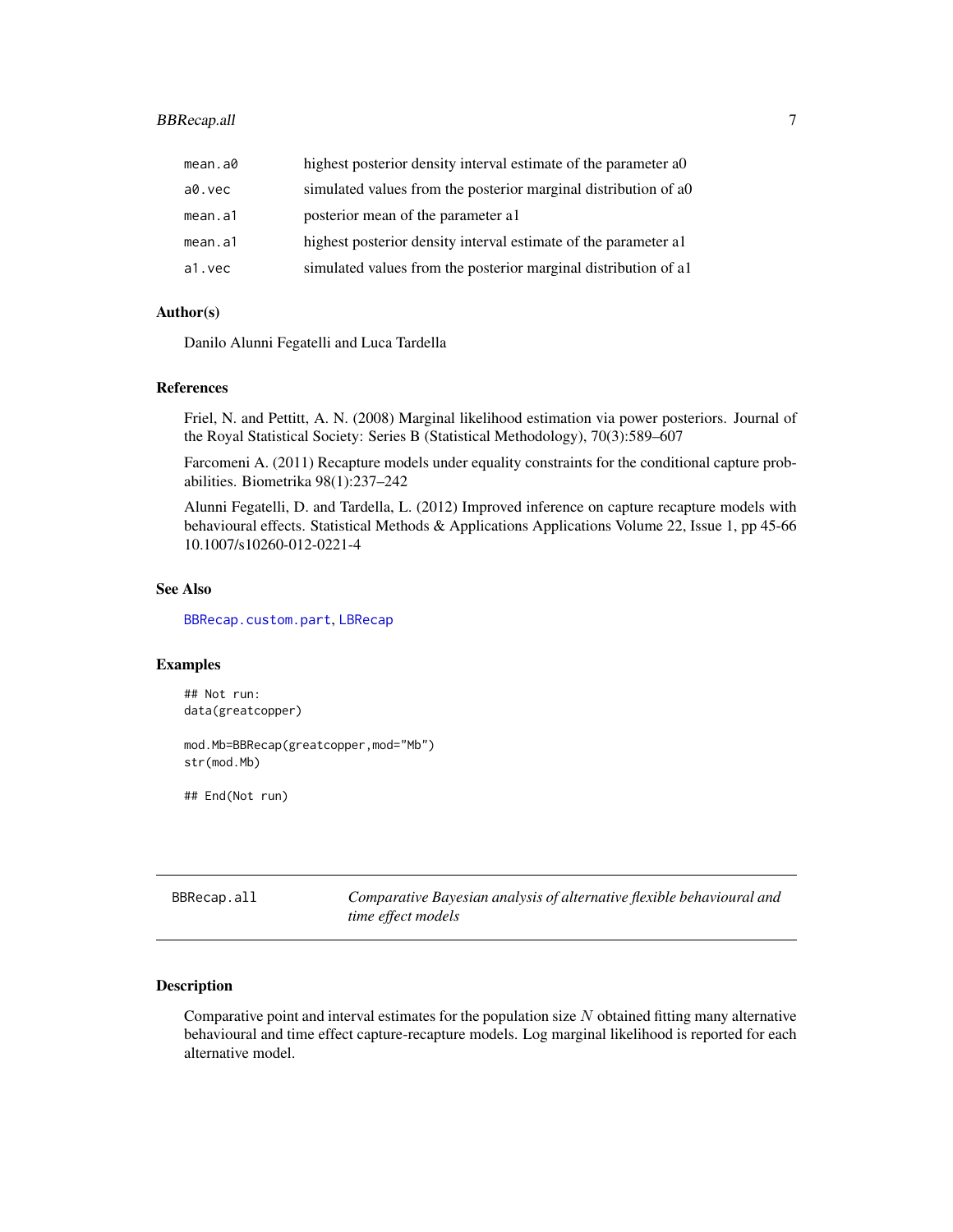| | |
|---|---|
| mean.a0 | highest posterior density interval estimate of the parameter a0 |
| a0.vec | simulated values from the posterior marginal distribution of a0 |
| mean.a1 | posterior mean of the parameter a1 |
| mean.a1 | highest posterior density interval estimate of the parameter a1 |
| a1.vec | simulated values from the posterior marginal distribution of a1 |

### Author(s)

Danilo Alunni Fegatelli and Luca Tardella

### References

Friel, N. and Pettitt, A. N. (2008) Marginal likelihood estimation via power posteriors. Journal of the Royal Statistical Society: Series B (Statistical Methodology), 70(3):589–607

Farcomeni A. (2011) Recapture models under equality constraints for the conditional capture probabilities. Biometrika 98(1):237–242

Alunni Fegatelli, D. and Tardella, L. (2012) Improved inference on capture recapture models with behavioural effects. Statistical Methods & Applications Applications Volume 22, Issue 1, pp 45-66 10.1007/s10260-012-0221-4

### See Also

BBRecap.custom.part, LBRecap

### Examples

```
## Not run:
data(greatcopper)

mod.Mb=BBRecap(greatcopper,mod="Mb")
str(mod.Mb)

## End(Not run)
```

---

## BBRecap.all — *Comparative Bayesian analysis of alternative flexible behavioural and time effect models*

### Description

Comparative point and interval estimates for the population size $N$ obtained fitting many alternative behavioural and time effect capture-recapture models. Log marginal likelihood is reported for each alternative model.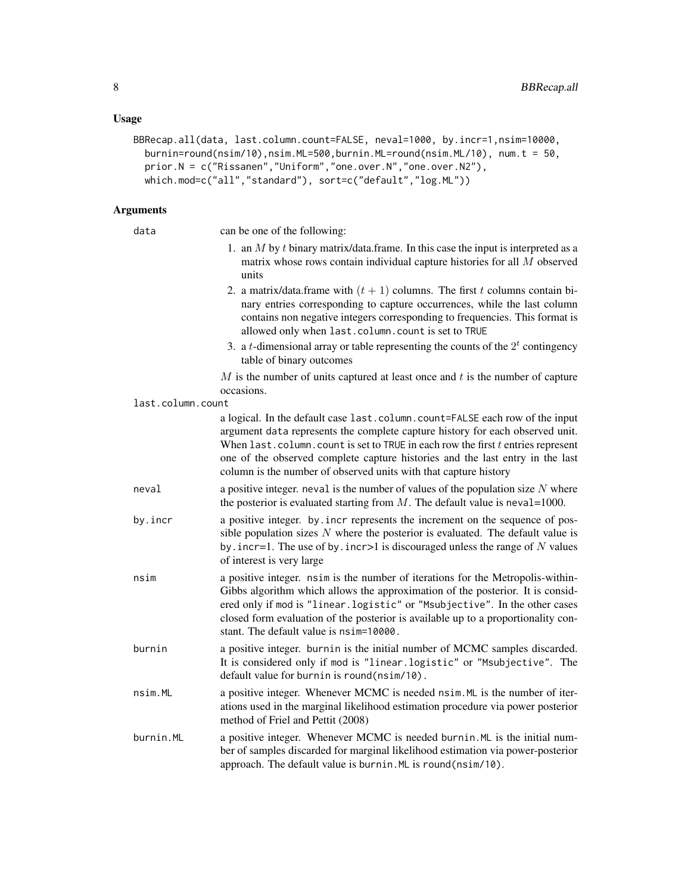## Usage

```
BBRecap.all(data, last.column.count=FALSE, neval=1000, by.incr=1,nsim=10000,
  burnin=round(nsim/10),nsim.ML=500,burnin.ML=round(nsim.ML/10), num.t = 50,
  prior.N = c("Rissanen","Uniform","one.over.N","one.over.N2"),
  which.mod=c("all","standard"), sort=c("default","log.ML"))
```

## Arguments

**data** can be one of the following:

1. an $M$ by $t$ binary matrix/data.frame. In this case the input is interpreted as a matrix whose rows contain individual capture histories for all $M$ observed units
2. a matrix/data.frame with $(t + 1)$ columns. The first $t$ columns contain binary entries corresponding to capture occurrences, while the last column contains non negative integers corresponding to frequencies. This format is allowed only when `last.column.count` is set to `TRUE`
3. a $t$-dimensional array or table representing the counts of the $2^t$ contingency table of binary outcomes

$M$ is the number of units captured at least once and $t$ is the number of capture occasions.

**last.column.count** a logical. In the default case `last.column.count=FALSE` each row of the input argument `data` represents the complete capture history for each observed unit. When `last.column.count` is set to `TRUE` in each row the first $t$ entries represent one of the observed complete capture histories and the last entry in the last column is the number of observed units with that capture history

**neval** a positive integer. `neval` is the number of values of the population size $N$ where the posterior is evaluated starting from $M$. The default value is `neval=1000`.

**by.incr** a positive integer. `by.incr` represents the increment on the sequence of possible population sizes $N$ where the posterior is evaluated. The default value is `by.incr=1`. The use of `by.incr>1` is discouraged unless the range of $N$ values of interest is very large

**nsim** a positive integer. `nsim` is the number of iterations for the Metropolis-within-Gibbs algorithm which allows the approximation of the posterior. It is considered only if `mod` is `"linear.logistic"` or `"Msubjective"`. In the other cases closed form evaluation of the posterior is available up to a proportionality constant. The default value is `nsim=10000`.

**burnin** a positive integer. `burnin` is the initial number of MCMC samples discarded. It is considered only if `mod` is `"linear.logistic"` or `"Msubjective"`. The default value for `burnin` is `round(nsim/10)`.

**nsim.ML** a positive integer. Whenever MCMC is needed `nsim.ML` is the number of iterations used in the marginal likelihood estimation procedure via power posterior method of Friel and Pettit (2008)

**burnin.ML** a positive integer. Whenever MCMC is needed `burnin.ML` is the initial number of samples discarded for marginal likelihood estimation via power-posterior approach. The default value is `burnin.ML` is `round(nsim/10)`.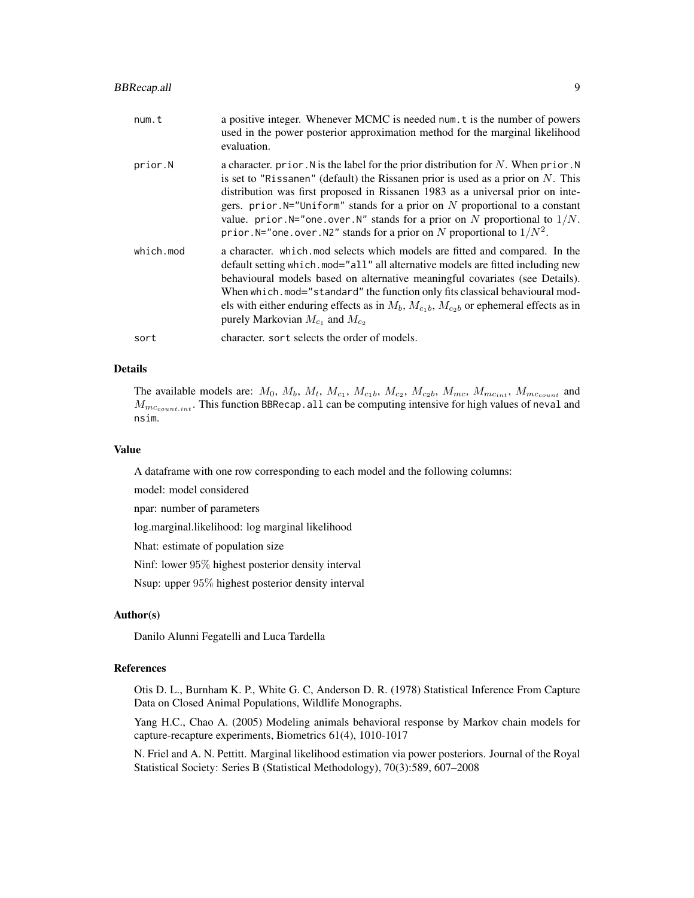| | |
|---|---|
| num.t | a positive integer. Whenever MCMC is needed num.t is the number of powers used in the power posterior approximation method for the marginal likelihood evaluation. |
| prior.N | a character. prior.N is the label for the prior distribution for $N$. When prior.N is set to "Rissanen" (default) the Rissanen prior is used as a prior on $N$. This distribution was first proposed in Rissanen 1983 as a universal prior on integers. prior.N="Uniform" stands for a prior on $N$ proportional to a constant value. prior.N="one.over.N" stands for a prior on $N$ proportional to $1/N$. prior.N="one.over.N2" stands for a prior on $N$ proportional to $1/N^2$. |
| which.mod | a character. which.mod selects which models are fitted and compared. In the default setting which.mod="all" all alternative models are fitted including new behavioural models based on alternative meaningful covariates (see Details). When which.mod="standard" the function only fits classical behavioural models with either enduring effects as in $M_b$, $M_{c_1b}$, $M_{c_2b}$ or ephemeral effects as in purely Markovian $M_{c_1}$ and $M_{c_2}$ |
| sort | character. sort selects the order of models. |

### Details

The available models are: $M_0$, $M_b$, $M_t$, $M_{c_1}$, $M_{c_1b}$, $M_{c_2}$, $M_{c_2b}$, $M_{mc}$, $M_{mc_{int}}$, $M_{mc_{count}}$ and $M_{mc_{count.int}}$. This function BBRecap.all can be computing intensive for high values of neval and nsim.

### Value

A dataframe with one row corresponding to each model and the following columns:

model: model considered

npar: number of parameters

log.marginal.likelihood: log marginal likelihood

Nhat: estimate of population size

Ninf: lower 95% highest posterior density interval

Nsup: upper 95% highest posterior density interval

### Author(s)

Danilo Alunni Fegatelli and Luca Tardella

### References

Otis D. L., Burnham K. P., White G. C, Anderson D. R. (1978) Statistical Inference From Capture Data on Closed Animal Populations, Wildlife Monographs.

Yang H.C., Chao A. (2005) Modeling animals behavioral response by Markov chain models for capture-recapture experiments, Biometrics 61(4), 1010-1017

N. Friel and A. N. Pettitt. Marginal likelihood estimation via power posteriors. Journal of the Royal Statistical Society: Series B (Statistical Methodology), 70(3):589, 607–2008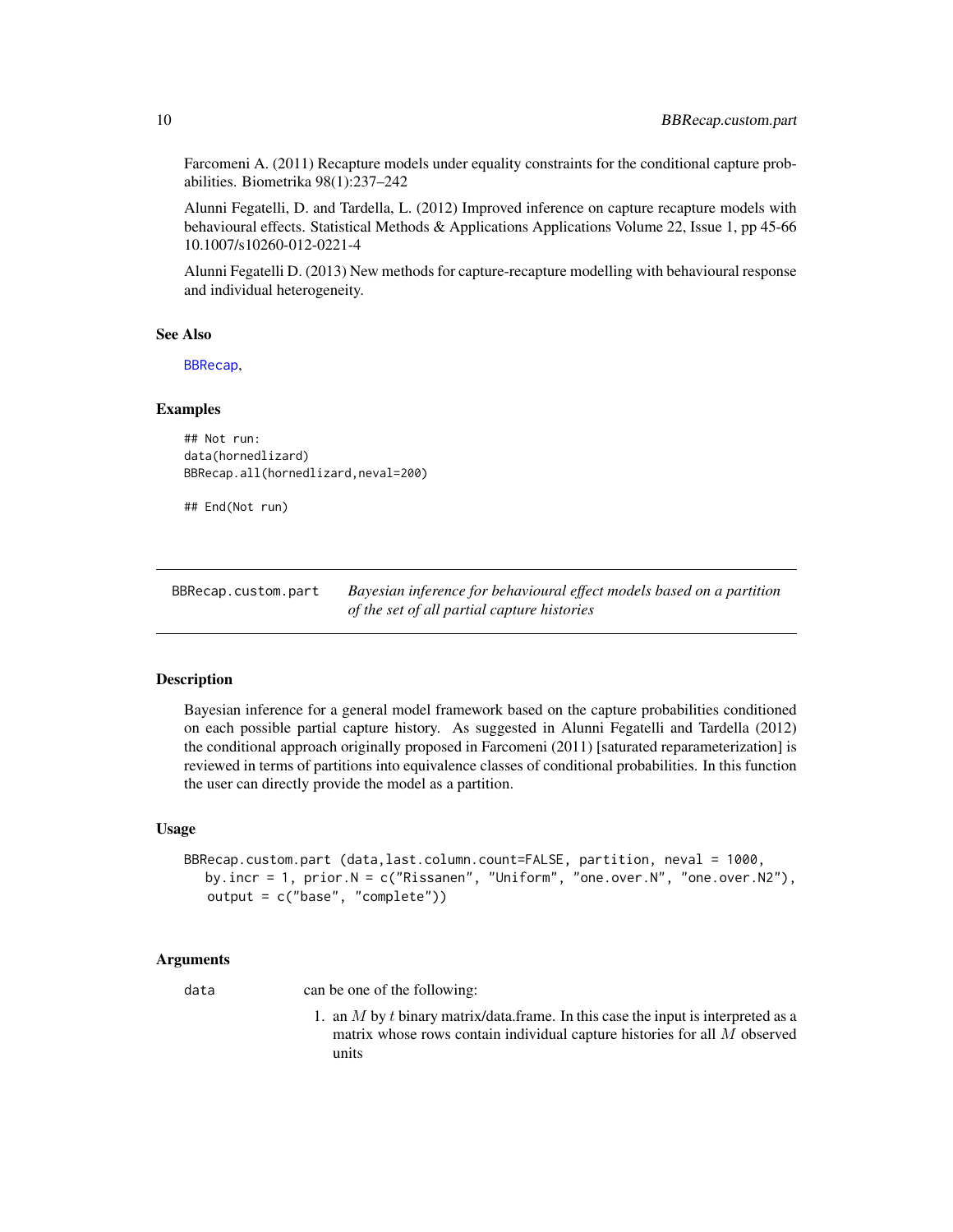Farcomeni A. (2011) Recapture models under equality constraints for the conditional capture probabilities. Biometrika 98(1):237–242

Alunni Fegatelli, D. and Tardella, L. (2012) Improved inference on capture recapture models with behavioural effects. Statistical Methods & Applications Applications Volume 22, Issue 1, pp 45-66 10.1007/s10260-012-0221-4

Alunni Fegatelli D. (2013) New methods for capture-recapture modelling with behavioural response and individual heterogeneity.

### See Also

BBRecap,

### Examples

```
## Not run:
data(hornedlizard)
BBRecap.all(hornedlizard,neval=200)

## End(Not run)
```

---

## BBRecap.custom.part    *Bayesian inference for behavioural effect models based on a partition of the set of all partial capture histories*

---

### Description

Bayesian inference for a general model framework based on the capture probabilities conditioned on each possible partial capture history. As suggested in Alunni Fegatelli and Tardella (2012) the conditional approach originally proposed in Farcomeni (2011) [saturated reparameterization] is reviewed in terms of partitions into equivalence classes of conditional probabilities. In this function the user can directly provide the model as a partition.

### Usage

```
BBRecap.custom.part (data,last.column.count=FALSE, partition, neval = 1000,
   by.incr = 1, prior.N = c("Rissanen", "Uniform", "one.over.N", "one.over.N2"),
   output = c("base", "complete"))
```

### Arguments

data    can be one of the following:

1. an $M$ by $t$ binary matrix/data.frame. In this case the input is interpreted as a matrix whose rows contain individual capture histories for all $M$ observed units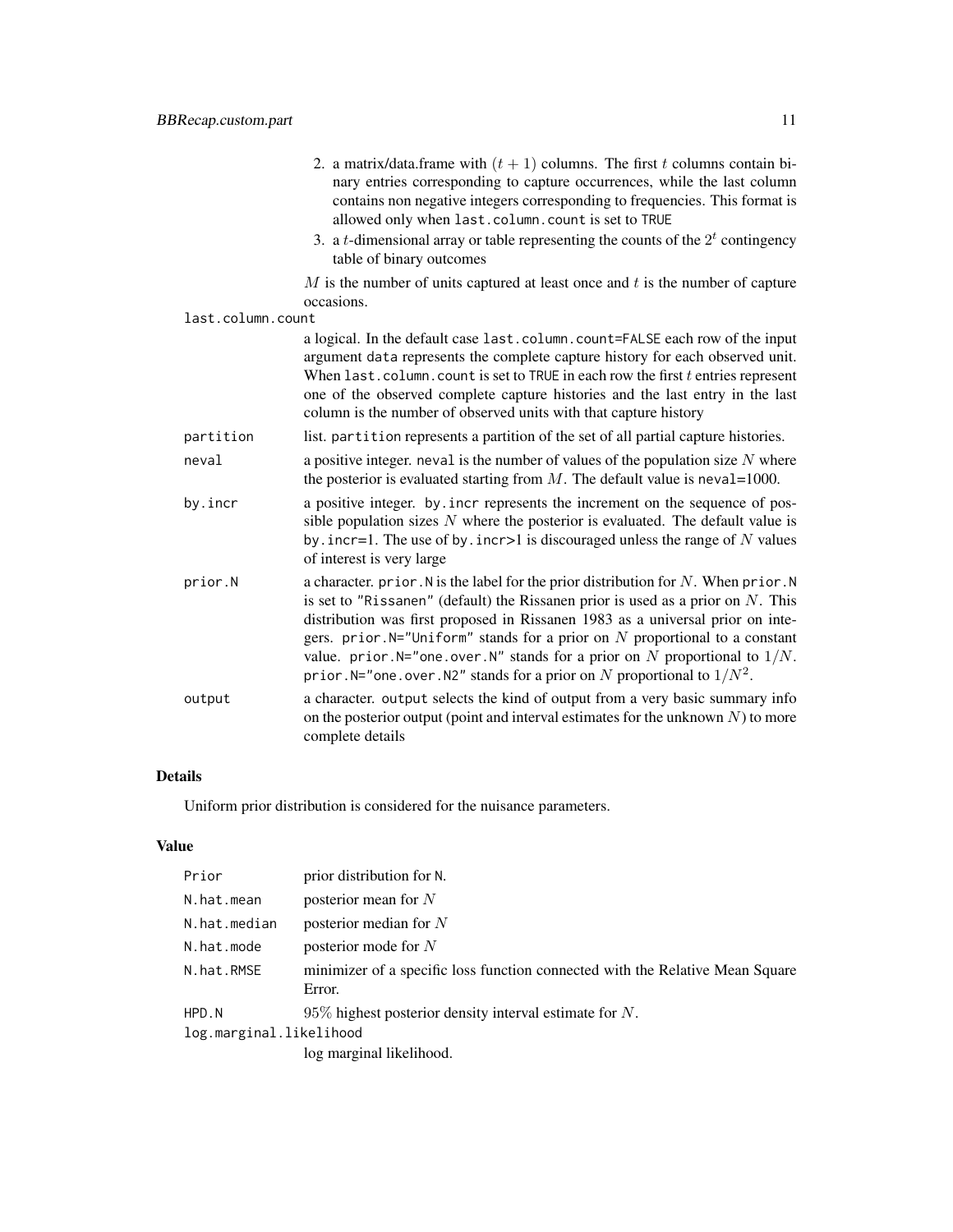2. a matrix/data.frame with $(t+1)$ columns. The first $t$ columns contain binary entries corresponding to capture occurrences, while the last column contains non negative integers corresponding to frequencies. This format is allowed only when `last.column.count` is set to `TRUE`
3. a $t$-dimensional array or table representing the counts of the $2^t$ contingency table of binary outcomes

$M$ is the number of units captured at least once and $t$ is the number of capture occasions.

`last.column.count`
: a logical. In the default case `last.column.count=FALSE` each row of the input argument `data` represents the complete capture history for each observed unit. When `last.column.count` is set to `TRUE` in each row the first $t$ entries represent one of the observed complete capture histories and the last entry in the last column is the number of observed units with that capture history

`partition`
: list. `partition` represents a partition of the set of all partial capture histories.

`neval`
: a positive integer. `neval` is the number of values of the population size $N$ where the posterior is evaluated starting from $M$. The default value is `neval`=1000.

`by.incr`
: a positive integer. `by.incr` represents the increment on the sequence of possible population sizes $N$ where the posterior is evaluated. The default value is `by.incr`=1. The use of `by.incr`>1 is discouraged unless the range of $N$ values of interest is very large

`prior.N`
: a character. `prior.N` is the label for the prior distribution for $N$. When `prior.N` is set to `"Rissanen"` (default) the Rissanen prior is used as a prior on $N$. This distribution was first proposed in Rissanen 1983 as a universal prior on integers. `prior.N="Uniform"` stands for a prior on $N$ proportional to a constant value. `prior.N="one.over.N"` stands for a prior on $N$ proportional to $1/N$. `prior.N="one.over.N2"` stands for a prior on $N$ proportional to $1/N^2$.

`output`
: a character. `output` selects the kind of output from a very basic summary info on the posterior output (point and interval estimates for the unknown $N$) to more complete details

## Details

Uniform prior distribution is considered for the nuisance parameters.

## Value

`Prior`
: prior distribution for `N`.

`N.hat.mean`
: posterior mean for $N$

`N.hat.median`
: posterior median for $N$

`N.hat.mode`
: posterior mode for $N$

`N.hat.RMSE`
: minimizer of a specific loss function connected with the Relative Mean Square Error.

`HPD.N`
: 95% highest posterior density interval estimate for $N$.

`log.marginal.likelihood`
: log marginal likelihood.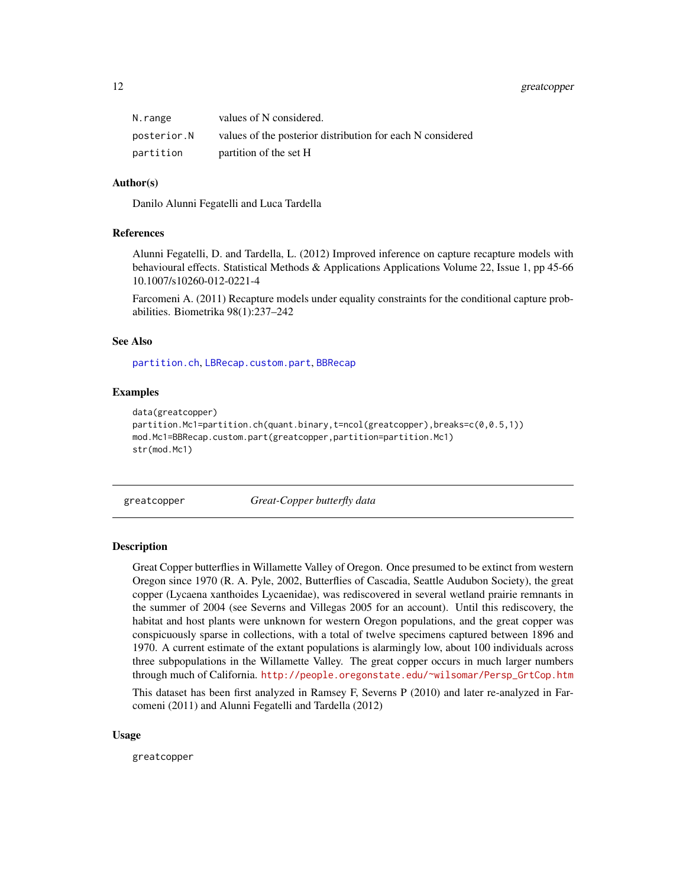| | |
|---|---|
| `N.range` | values of N considered. |
| `posterior.N` | values of the posterior distribution for each N considered |
| `partition` | partition of the set H |

### Author(s)

Danilo Alunni Fegatelli and Luca Tardella

### References

Alunni Fegatelli, D. and Tardella, L. (2012) Improved inference on capture recapture models with behavioural effects. Statistical Methods & Applications Applications Volume 22, Issue 1, pp 45-66 10.1007/s10260-012-0221-4

Farcomeni A. (2011) Recapture models under equality constraints for the conditional capture probabilities. Biometrika 98(1):237–242

### See Also

`partition.ch`, `LBRecap.custom.part`, `BBRecap`

### Examples

```
data(greatcopper)
partition.Mc1=partition.ch(quant.binary,t=ncol(greatcopper),breaks=c(0,0.5,1))
mod.Mc1=BBRecap.custom.part(greatcopper,partition=partition.Mc1)
str(mod.Mc1)
```

---

## greatcopper — *Great-Copper butterfly data*

---

### Description

Great Copper butterflies in Willamette Valley of Oregon. Once presumed to be extinct from western Oregon since 1970 (R. A. Pyle, 2002, Butterflies of Cascadia, Seattle Audubon Society), the great copper (Lycaena xanthoides Lycaenidae), was rediscovered in several wetland prairie remnants in the summer of 2004 (see Severns and Villegas 2005 for an account). Until this rediscovery, the habitat and host plants were unknown for western Oregon populations, and the great copper was conspicuously sparse in collections, with a total of twelve specimens captured between 1896 and 1970. A current estimate of the extant populations is alarmingly low, about 100 individuals across three subpopulations in the Willamette Valley. The great copper occurs in much larger numbers through much of California. http://people.oregonstate.edu/~wilsomar/Persp_GrtCop.htm

This dataset has been first analyzed in Ramsey F, Severns P (2010) and later re-analyzed in Farcomeni (2011) and Alunni Fegatelli and Tardella (2012)

### Usage

```
greatcopper
```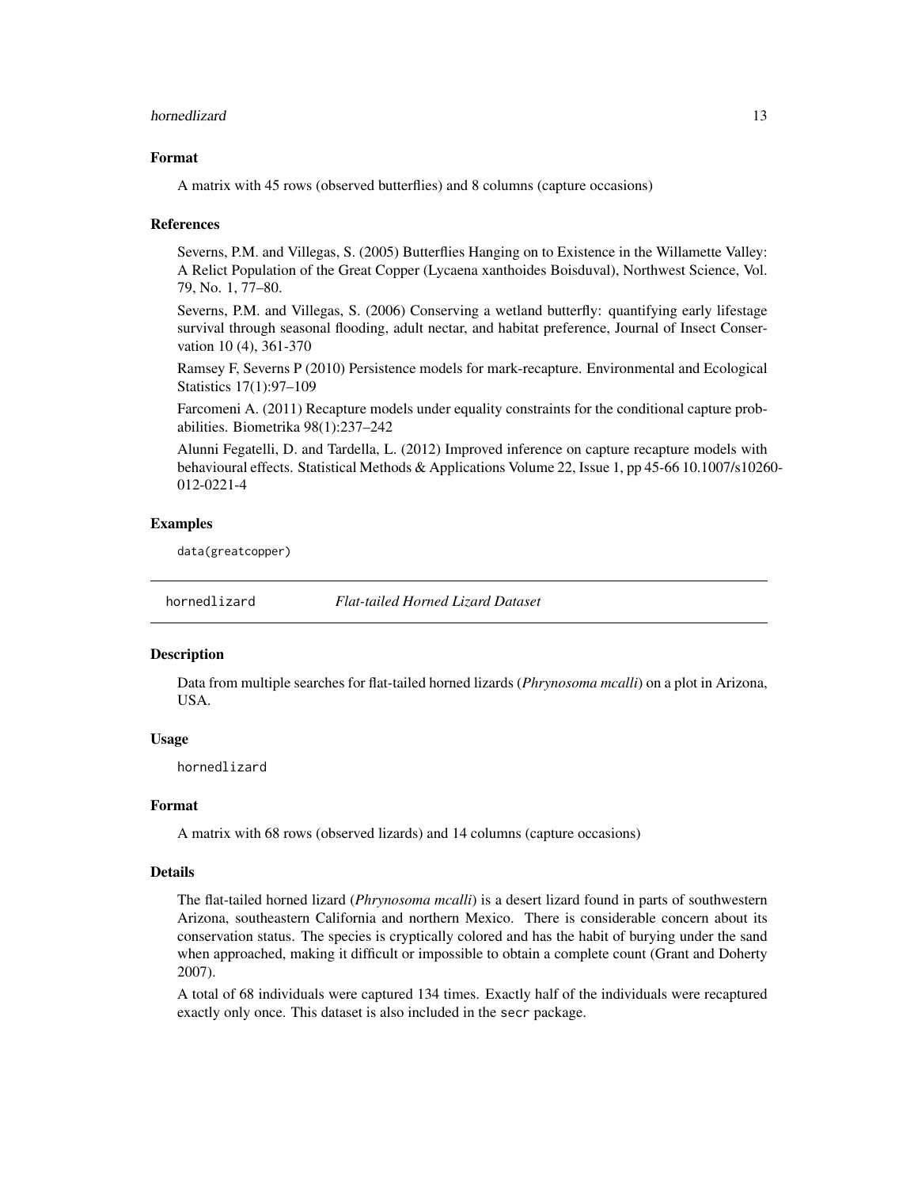### Format

A matrix with 45 rows (observed butterflies) and 8 columns (capture occasions)

### References

Severns, P.M. and Villegas, S. (2005) Butterflies Hanging on to Existence in the Willamette Valley: A Relict Population of the Great Copper (Lycaena xanthoides Boisduval), Northwest Science, Vol. 79, No. 1, 77–80.

Severns, P.M. and Villegas, S. (2006) Conserving a wetland butterfly: quantifying early lifestage survival through seasonal flooding, adult nectar, and habitat preference, Journal of Insect Conservation 10 (4), 361-370

Ramsey F, Severns P (2010) Persistence models for mark-recapture. Environmental and Ecological Statistics 17(1):97–109

Farcomeni A. (2011) Recapture models under equality constraints for the conditional capture probabilities. Biometrika 98(1):237–242

Alunni Fegatelli, D. and Tardella, L. (2012) Improved inference on capture recapture models with behavioural effects. Statistical Methods & Applications Volume 22, Issue 1, pp 45-66 10.1007/s10260-012-0221-4

### Examples

```
data(greatcopper)
```

## hornedlizard — *Flat-tailed Horned Lizard Dataset*

### Description

Data from multiple searches for flat-tailed horned lizards (*Phrynosoma mcalli*) on a plot in Arizona, USA.

### Usage

```
hornedlizard
```

### Format

A matrix with 68 rows (observed lizards) and 14 columns (capture occasions)

### Details

The flat-tailed horned lizard (*Phrynosoma mcalli*) is a desert lizard found in parts of southwestern Arizona, southeastern California and northern Mexico. There is considerable concern about its conservation status. The species is cryptically colored and has the habit of burying under the sand when approached, making it difficult or impossible to obtain a complete count (Grant and Doherty 2007).

A total of 68 individuals were captured 134 times. Exactly half of the individuals were recaptured exactly only once. This dataset is also included in the secr package.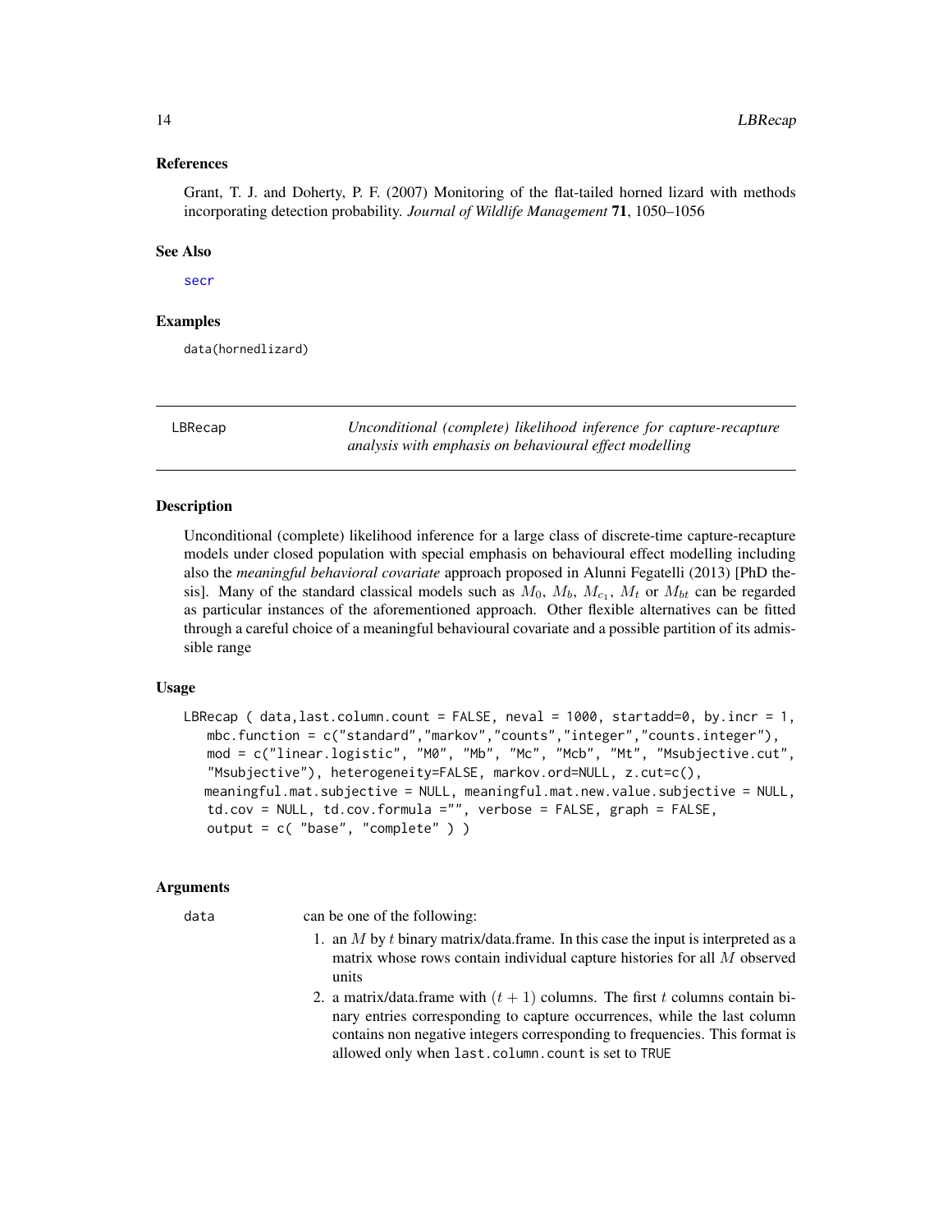### References

Grant, T. J. and Doherty, P. F. (2007) Monitoring of the flat-tailed horned lizard with methods incorporating detection probability. *Journal of Wildlife Management* **71**, 1050–1056

### See Also

secr

### Examples

```
data(hornedlizard)
```

---

## LBRecap — *Unconditional (complete) likelihood inference for capture-recapture analysis with emphasis on behavioural effect modelling*

### Description

Unconditional (complete) likelihood inference for a large class of discrete-time capture-recapture models under closed population with special emphasis on behavioural effect modelling including also the *meaningful behavioral covariate* approach proposed in Alunni Fegatelli (2013) [PhD thesis]. Many of the standard classical models such as $M_0$, $M_b$, $M_{c_1}$, $M_t$ or $M_{bt}$ can be regarded as particular instances of the aforementioned approach. Other flexible alternatives can be fitted through a careful choice of a meaningful behavioural covariate and a possible partition of its admissible range

### Usage

```
LBRecap ( data,last.column.count = FALSE, neval = 1000, startadd=0, by.incr = 1,
   mbc.function = c("standard","markov","counts","integer","counts.integer"),
   mod = c("linear.logistic", "M0", "Mb", "Mc", "Mcb", "Mt", "Msubjective.cut",
   "Msubjective"), heterogeneity=FALSE, markov.ord=NULL, z.cut=c(),
  meaningful.mat.subjective = NULL, meaningful.mat.new.value.subjective = NULL,
   td.cov = NULL, td.cov.formula ="", verbose = FALSE, graph = FALSE,
   output = c( "base", "complete" ) )
```

### Arguments

data — can be one of the following:

1. an $M$ by $t$ binary matrix/data.frame. In this case the input is interpreted as a matrix whose rows contain individual capture histories for all $M$ observed units
2. a matrix/data.frame with $(t+1)$ columns. The first $t$ columns contain binary entries corresponding to capture occurrences, while the last column contains non negative integers corresponding to frequencies. This format is allowed only when `last.column.count` is set to `TRUE`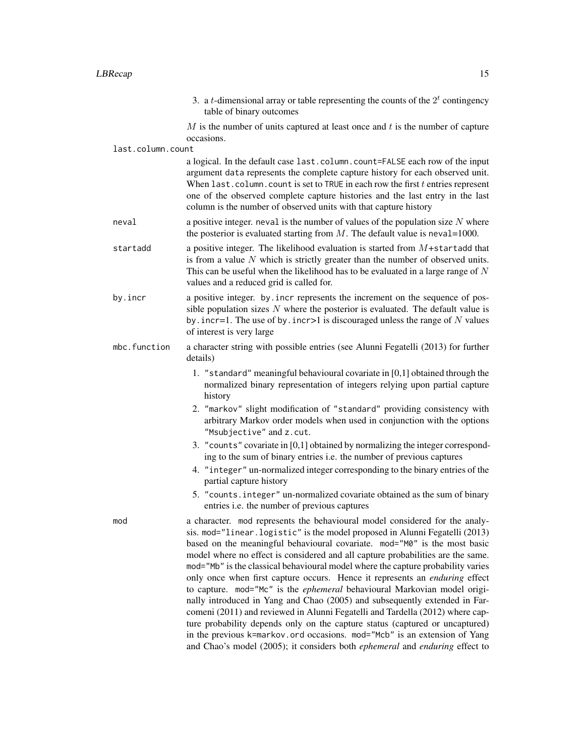3. a $t$-dimensional array or table representing the counts of the $2^t$ contingency table of binary outcomes

$M$ is the number of units captured at least once and $t$ is the number of capture occasions.

`last.column.count`
: a logical. In the default case `last.column.count=FALSE` each row of the input argument `data` represents the complete capture history for each observed unit. When `last.column.count` is set to `TRUE` in each row the first $t$ entries represent one of the observed complete capture histories and the last entry in the last column is the number of observed units with that capture history

`neval`
: a positive integer. `neval` is the number of values of the population size $N$ where the posterior is evaluated starting from $M$. The default value is `neval`=1000.

`startadd`
: a positive integer. The likelihood evaluation is started from $M$+`startadd` that is from a value $N$ which is strictly greater than the number of observed units. This can be useful when the likelihood has to be evaluated in a large range of $N$ values and a reduced grid is called for.

`by.incr`
: a positive integer. `by.incr` represents the increment on the sequence of possible population sizes $N$ where the posterior is evaluated. The default value is `by.incr`=1. The use of `by.incr`>1 is discouraged unless the range of $N$ values of interest is very large

`mbc.function`
: a character string with possible entries (see Alunni Fegatelli (2013) for further details)

1. `"standard"` meaningful behavioural covariate in [0,1] obtained through the normalized binary representation of integers relying upon partial capture history
2. `"markov"` slight modification of `"standard"` providing consistency with arbitrary Markov order models when used in conjunction with the options `"Msubjective"` and `z.cut`.
3. `"counts"` covariate in [0,1] obtained by normalizing the integer corresponding to the sum of binary entries i.e. the number of previous captures
4. `"integer"` un-normalized integer corresponding to the binary entries of the partial capture history
5. `"counts.integer"` un-normalized covariate obtained as the sum of binary entries i.e. the number of previous captures

`mod`
: a character. `mod` represents the behavioural model considered for the analysis. `mod="linear.logistic"` is the model proposed in Alunni Fegatelli (2013) based on the meaningful behavioural covariate. `mod="M0"` is the most basic model where no effect is considered and all capture probabilities are the same. `mod="Mb"` is the classical behavioural model where the capture probability varies only once when first capture occurs. Hence it represents an *enduring* effect to capture. `mod="Mc"` is the *ephemeral* behavioural Markovian model originally introduced in Yang and Chao (2005) and subsequently extended in Farcomeni (2011) and reviewed in Alunni Fegatelli and Tardella (2012) where capture probability depends only on the capture status (captured or uncaptured) in the previous `k=markov.ord` occasions. `mod="Mcb"` is an extension of Yang and Chao's model (2005); it considers both *ephemeral* and *enduring* effect to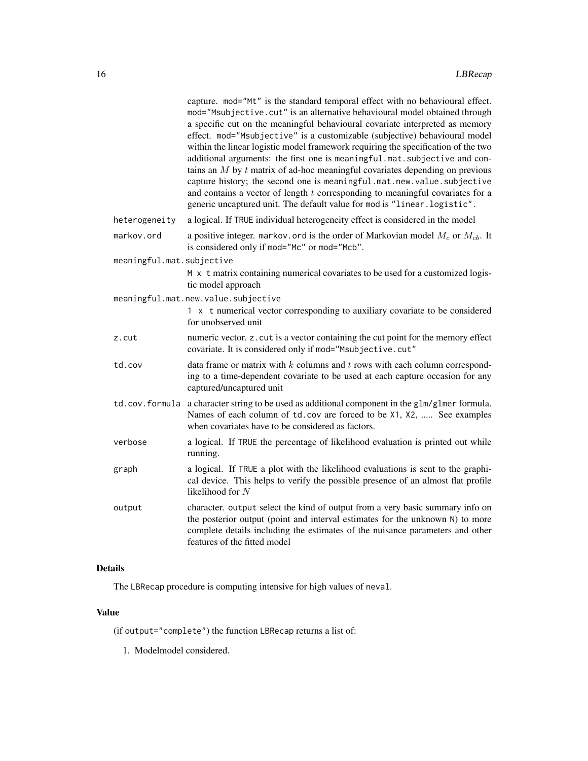capture. mod="Mt" is the standard temporal effect with no behavioural effect. mod="Msubjective.cut" is an alternative behavioural model obtained through a specific cut on the meaningful behavioural covariate interpreted as memory effect. mod="Msubjective" is a customizable (subjective) behavioural model within the linear logistic model framework requiring the specification of the two additional arguments: the first one is meaningful.mat.subjective and contains an $M$ by $t$ matrix of ad-hoc meaningful covariates depending on previous capture history; the second one is meaningful.mat.new.value.subjective and contains a vector of length $t$ corresponding to meaningful covariates for a generic uncaptured unit. The default value for mod is "linear.logistic".

**heterogeneity** a logical. If TRUE individual heterogeneity effect is considered in the model

**markov.ord** a positive integer. markov.ord is the order of Markovian model $M_c$ or $M_{cb}$. It is considered only if mod="Mc" or mod="Mcb".

**meaningful.mat.subjective**
M x t matrix containing numerical covariates to be used for a customized logistic model approach

**meaningful.mat.new.value.subjective**
1 x t numerical vector corresponding to auxiliary covariate to be considered for unobserved unit

**z.cut** numeric vector. z.cut is a vector containing the cut point for the memory effect covariate. It is considered only if mod="Msubjective.cut"

**td.cov** data frame or matrix with $k$ columns and $t$ rows with each column corresponding to a time-dependent covariate to be used at each capture occasion for any captured/uncaptured unit

**td.cov.formula** a character string to be used as additional component in the glm/glmer formula. Names of each column of td.cov are forced to be X1, X2, ..... See examples when covariates have to be considered as factors.

**verbose** a logical. If TRUE the percentage of likelihood evaluation is printed out while running.

**graph** a logical. If TRUE a plot with the likelihood evaluations is sent to the graphical device. This helps to verify the possible presence of an almost flat profile likelihood for $N$

**output** character. output select the kind of output from a very basic summary info on the posterior output (point and interval estimates for the unknown N) to more complete details including the estimates of the nuisance parameters and other features of the fitted model

## Details

The LBRecap procedure is computing intensive for high values of neval.

## Value

(if output="complete") the function LBRecap returns a list of:

1. Modelmodel considered.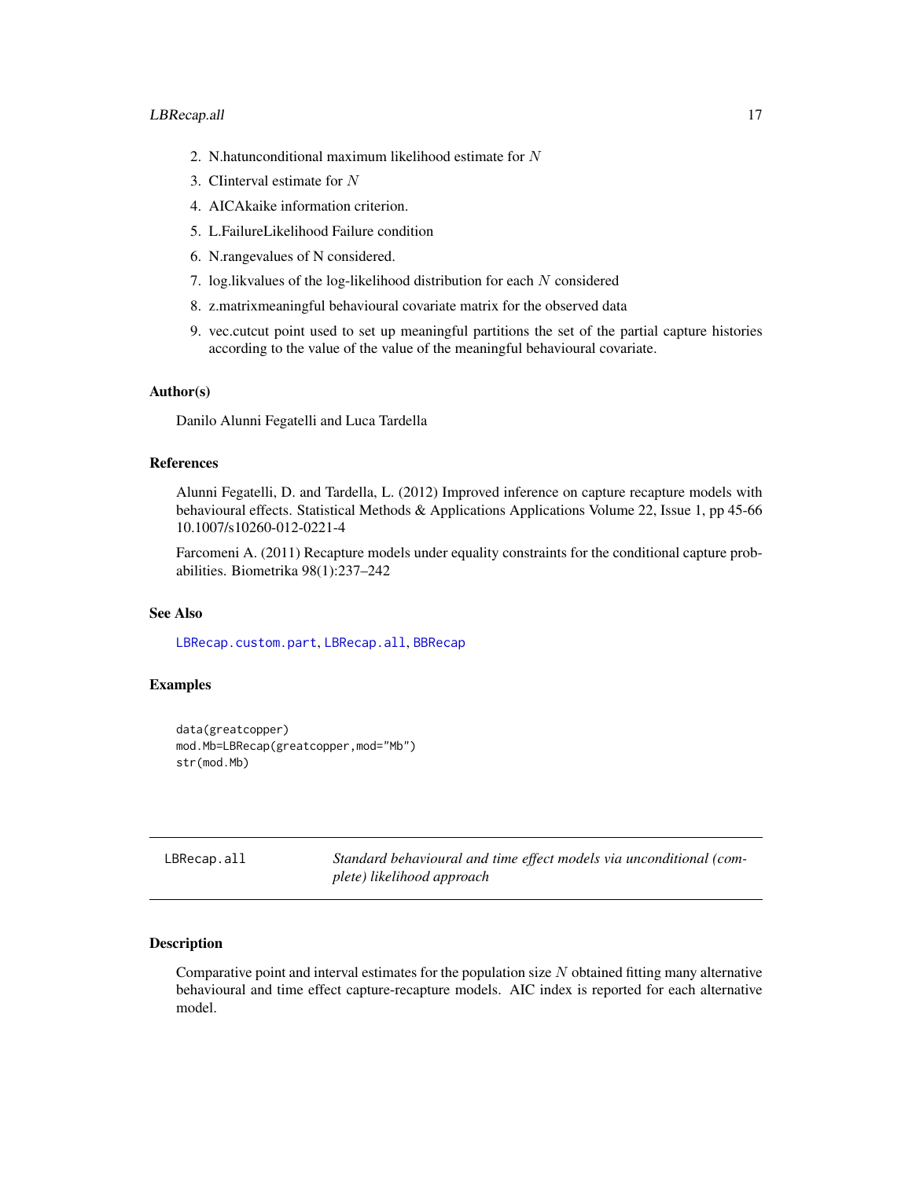2. N.hatunconditional maximum likelihood estimate for $N$
3. CIinterval estimate for $N$
4. AICAkaike information criterion.
5. L.FailureLikelihood Failure condition
6. N.rangevalues of N considered.
7. log.likvalues of the log-likelihood distribution for each $N$ considered
8. z.matrixmeaningful behavioural covariate matrix for the observed data
9. vec.cutcut point used to set up meaningful partitions the set of the partial capture histories according to the value of the value of the meaningful behavioural covariate.

### Author(s)

Danilo Alunni Fegatelli and Luca Tardella

### References

Alunni Fegatelli, D. and Tardella, L. (2012) Improved inference on capture recapture models with behavioural effects. Statistical Methods & Applications Applications Volume 22, Issue 1, pp 45-66 10.1007/s10260-012-0221-4

Farcomeni A. (2011) Recapture models under equality constraints for the conditional capture probabilities. Biometrika 98(1):237–242

### See Also

`LBRecap.custom.part`, `LBRecap.all`, `BBRecap`

### Examples

```
data(greatcopper)
mod.Mb=LBRecap(greatcopper,mod="Mb")
str(mod.Mb)
```

---

## LBRecap.all — *Standard behavioural and time effect models via unconditional (complete) likelihood approach*

### Description

Comparative point and interval estimates for the population size $N$ obtained fitting many alternative behavioural and time effect capture-recapture models. AIC index is reported for each alternative model.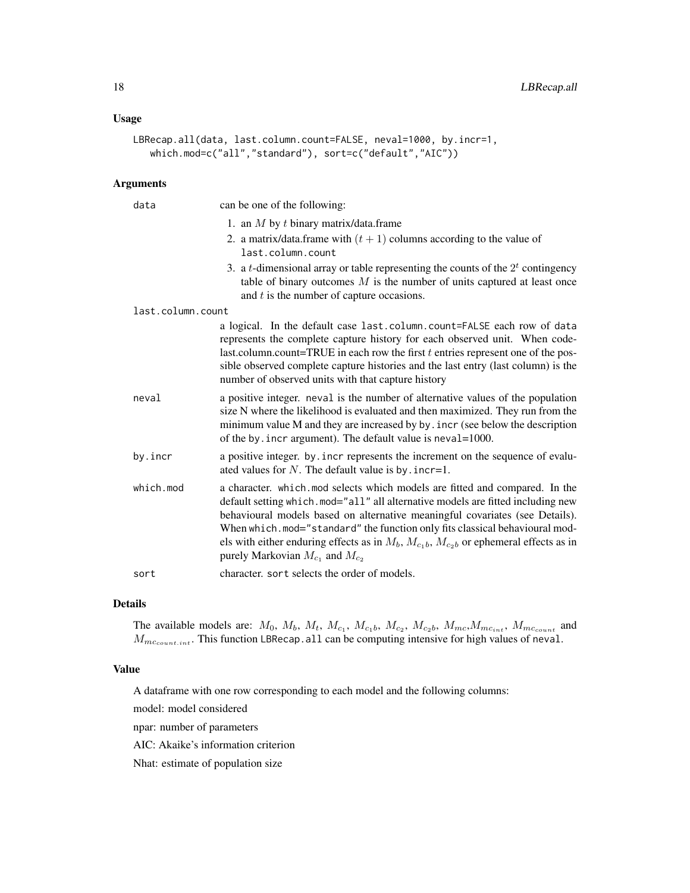### Usage

```
LBRecap.all(data, last.column.count=FALSE, neval=1000, by.incr=1,
   which.mod=c("all","standard"), sort=c("default","AIC"))
```

### Arguments

`data` can be one of the following:

1. an $M$ by $t$ binary matrix/data.frame
2. a matrix/data.frame with $(t + 1)$ columns according to the value of `last.column.count`
3. a $t$-dimensional array or table representing the counts of the $2^t$ contingency table of binary outcomes $M$ is the number of units captured at least once and $t$ is the number of capture occasions.

`last.column.count` a logical. In the default case `last.column.count=FALSE` each row of `data` represents the complete capture history for each observed unit. When code-last.column.count=TRUE in each row the first $t$ entries represent one of the possible observed complete capture histories and the last entry (last column) is the number of observed units with that capture history

`neval` a positive integer. `neval` is the number of alternative values of the population size N where the likelihood is evaluated and then maximized. They run from the minimum value M and they are increased by `by.incr` (see below the description of the `by.incr` argument). The default value is `neval`=1000.

`by.incr` a positive integer. `by.incr` represents the increment on the sequence of evaluated values for $N$. The default value is `by.incr=1`.

`which.mod` a character. `which.mod` selects which models are fitted and compared. In the default setting `which.mod="all"` all alternative models are fitted including new behavioural models based on alternative meaningful covariates (see Details). When `which.mod="standard"` the function only fits classical behavioural models with either enduring effects as in $M_b$, $M_{c_1b}$, $M_{c_2b}$ or ephemeral effects as in purely Markovian $M_{c_1}$ and $M_{c_2}$

`sort` character. `sort` selects the order of models.

### Details

The available models are: $M_0$, $M_b$, $M_t$, $M_{c_1}$, $M_{c_1b}$, $M_{c_2}$, $M_{c_2b}$, $M_{mc}$,$M_{mc_{int}}$, $M_{mc_{count}}$ and $M_{mc_{count.int}}$. This function `LBRecap.all` can be computing intensive for high values of `neval`.

### Value

A dataframe with one row corresponding to each model and the following columns:

model: model considered

npar: number of parameters

AIC: Akaike's information criterion

Nhat: estimate of population size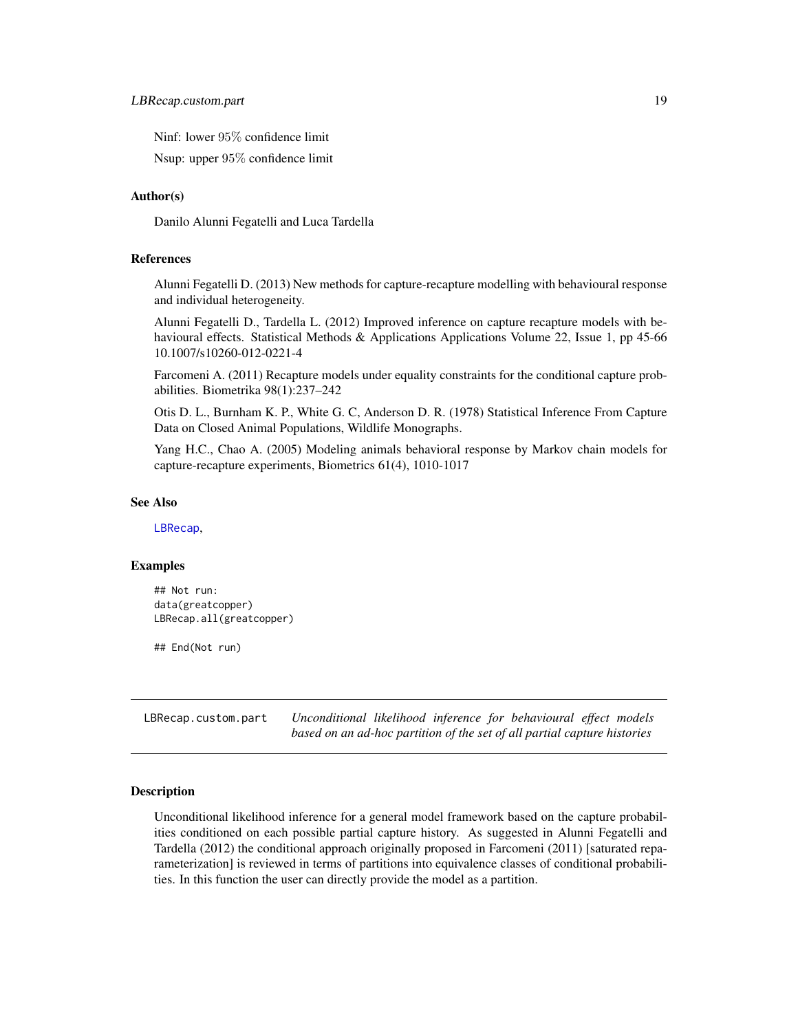Ninf: lower 95% confidence limit

Nsup: upper 95% confidence limit

### Author(s)

Danilo Alunni Fegatelli and Luca Tardella

### References

Alunni Fegatelli D. (2013) New methods for capture-recapture modelling with behavioural response and individual heterogeneity.

Alunni Fegatelli D., Tardella L. (2012) Improved inference on capture recapture models with behavioural effects. Statistical Methods & Applications Applications Volume 22, Issue 1, pp 45-66 10.1007/s10260-012-0221-4

Farcomeni A. (2011) Recapture models under equality constraints for the conditional capture probabilities. Biometrika 98(1):237–242

Otis D. L., Burnham K. P., White G. C, Anderson D. R. (1978) Statistical Inference From Capture Data on Closed Animal Populations, Wildlife Monographs.

Yang H.C., Chao A. (2005) Modeling animals behavioral response by Markov chain models for capture-recapture experiments, Biometrics 61(4), 1010-1017

### See Also

LBRecap,

### Examples

```
## Not run:
data(greatcopper)
LBRecap.all(greatcopper)

## End(Not run)
```

---

## LBRecap.custom.part — *Unconditional likelihood inference for behavioural effect models based on an ad-hoc partition of the set of all partial capture histories*

### Description

Unconditional likelihood inference for a general model framework based on the capture probabilities conditioned on each possible partial capture history. As suggested in Alunni Fegatelli and Tardella (2012) the conditional approach originally proposed in Farcomeni (2011) [saturated reparameterization] is reviewed in terms of partitions into equivalence classes of conditional probabilities. In this function the user can directly provide the model as a partition.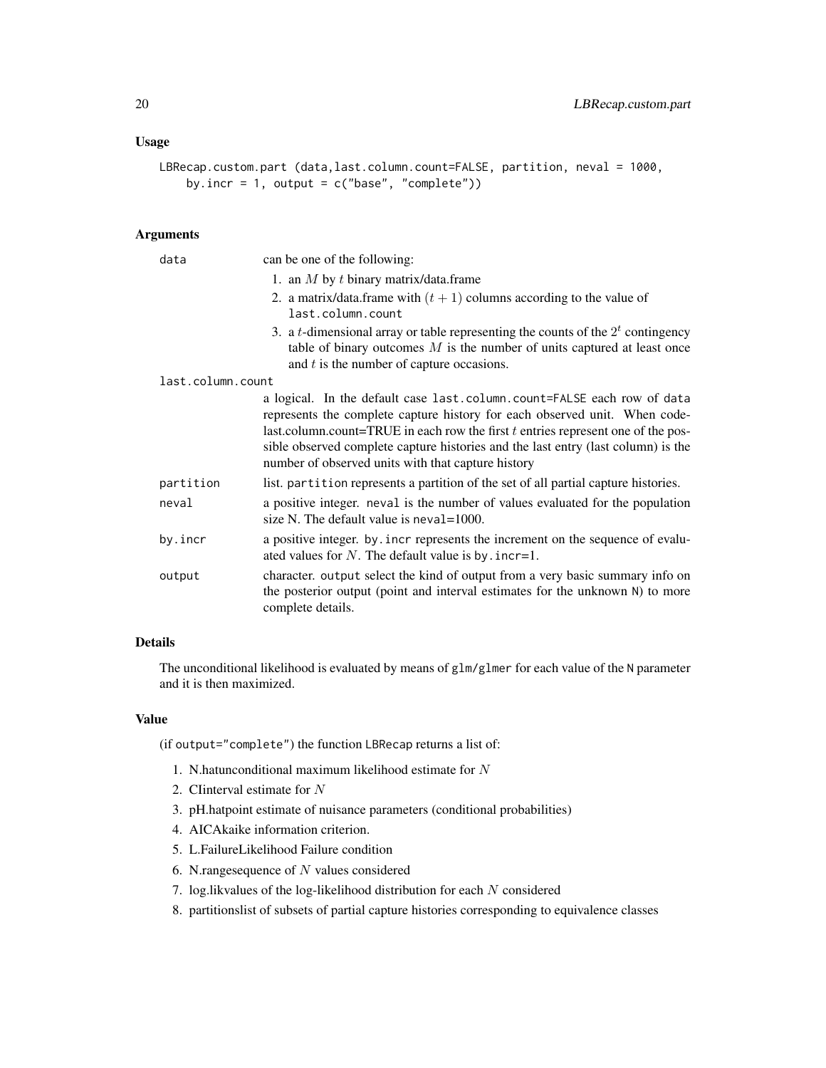## Usage

```
LBRecap.custom.part (data,last.column.count=FALSE, partition, neval = 1000,
    by.incr = 1, output = c("base", "complete"))
```

## Arguments

`data` can be one of the following:

1. an $M$ by $t$ binary matrix/data.frame
2. a matrix/data.frame with $(t+1)$ columns according to the value of `last.column.count`
3. a $t$-dimensional array or table representing the counts of the $2^t$ contingency table of binary outcomes $M$ is the number of units captured at least once and $t$ is the number of capture occasions.

`last.column.count` a logical. In the default case `last.column.count=FALSE` each row of `data` represents the complete capture history for each observed unit. When code-last.column.count=TRUE in each row the first $t$ entries represent one of the possible observed complete capture histories and the last entry (last column) is the number of observed units with that capture history

`partition` list. `partition` represents a partition of the set of all partial capture histories.

`neval` a positive integer. `neval` is the number of values evaluated for the population size N. The default value is `neval=1000`.

`by.incr` a positive integer. `by.incr` represents the increment on the sequence of evaluated values for $N$. The default value is `by.incr=1`.

`output` character. `output` select the kind of output from a very basic summary info on the posterior output (point and interval estimates for the unknown `N`) to more complete details.

## Details

The unconditional likelihood is evaluated by means of `glm/glmer` for each value of the `N` parameter and it is then maximized.

## Value

(if `output="complete"`) the function `LBRecap` returns a list of:

1. N.hatunconditional maximum likelihood estimate for $N$
2. CIinterval estimate for $N$
3. pH.hatpoint estimate of nuisance parameters (conditional probabilities)
4. AICAkaike information criterion.
5. L.FailureLikelihood Failure condition
6. N.rangesequence of $N$ values considered
7. log.likvalues of the log-likelihood distribution for each $N$ considered
8. partitionslist of subsets of partial capture histories corresponding to equivalence classes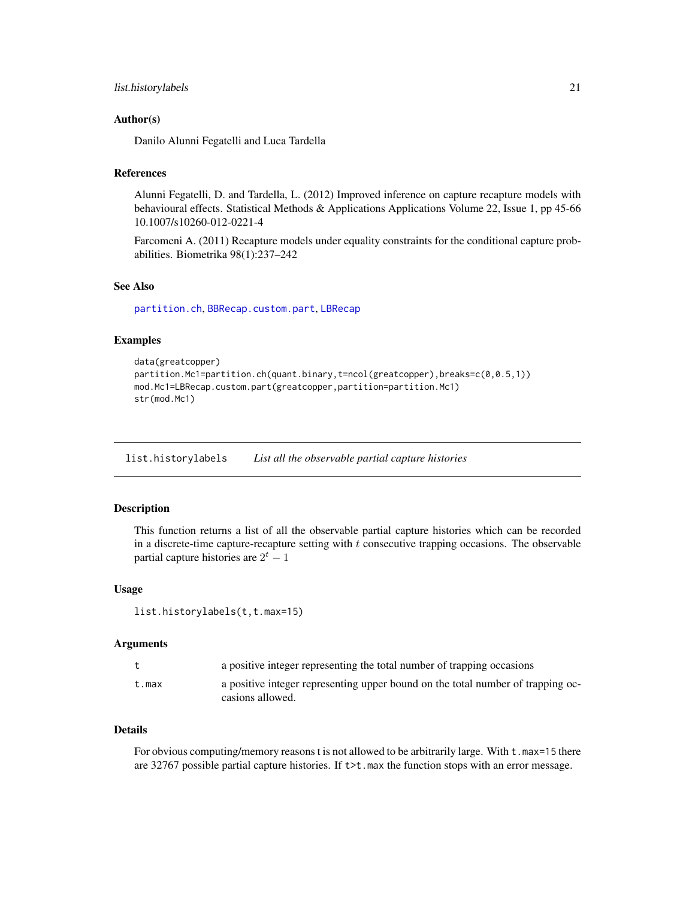### Author(s)

Danilo Alunni Fegatelli and Luca Tardella

### References

Alunni Fegatelli, D. and Tardella, L. (2012) Improved inference on capture recapture models with behavioural effects. Statistical Methods & Applications Applications Volume 22, Issue 1, pp 45-66 10.1007/s10260-012-0221-4

Farcomeni A. (2011) Recapture models under equality constraints for the conditional capture probabilities. Biometrika 98(1):237–242

### See Also

partition.ch, BBRecap.custom.part, LBRecap

### Examples

```
data(greatcopper)
partition.Mc1=partition.ch(quant.binary,t=ncol(greatcopper),breaks=c(0,0.5,1))
mod.Mc1=LBRecap.custom.part(greatcopper,partition=partition.Mc1)
str(mod.Mc1)
```

---

## list.historylabels    *List all the observable partial capture histories*

### Description

This function returns a list of all the observable partial capture histories which can be recorded in a discrete-time capture-recapture setting with $t$ consecutive trapping occasions. The observable partial capture histories are $2^t - 1$

### Usage

```
list.historylabels(t,t.max=15)
```

### Arguments

| | |
|---|---|
| t | a positive integer representing the total number of trapping occasions |
| t.max | a positive integer representing upper bound on the total number of trapping occasions allowed. |

### Details

For obvious computing/memory reasons t is not allowed to be arbitrarily large. With `t.max=15` there are 32767 possible partial capture histories. If `t>t.max` the function stops with an error message.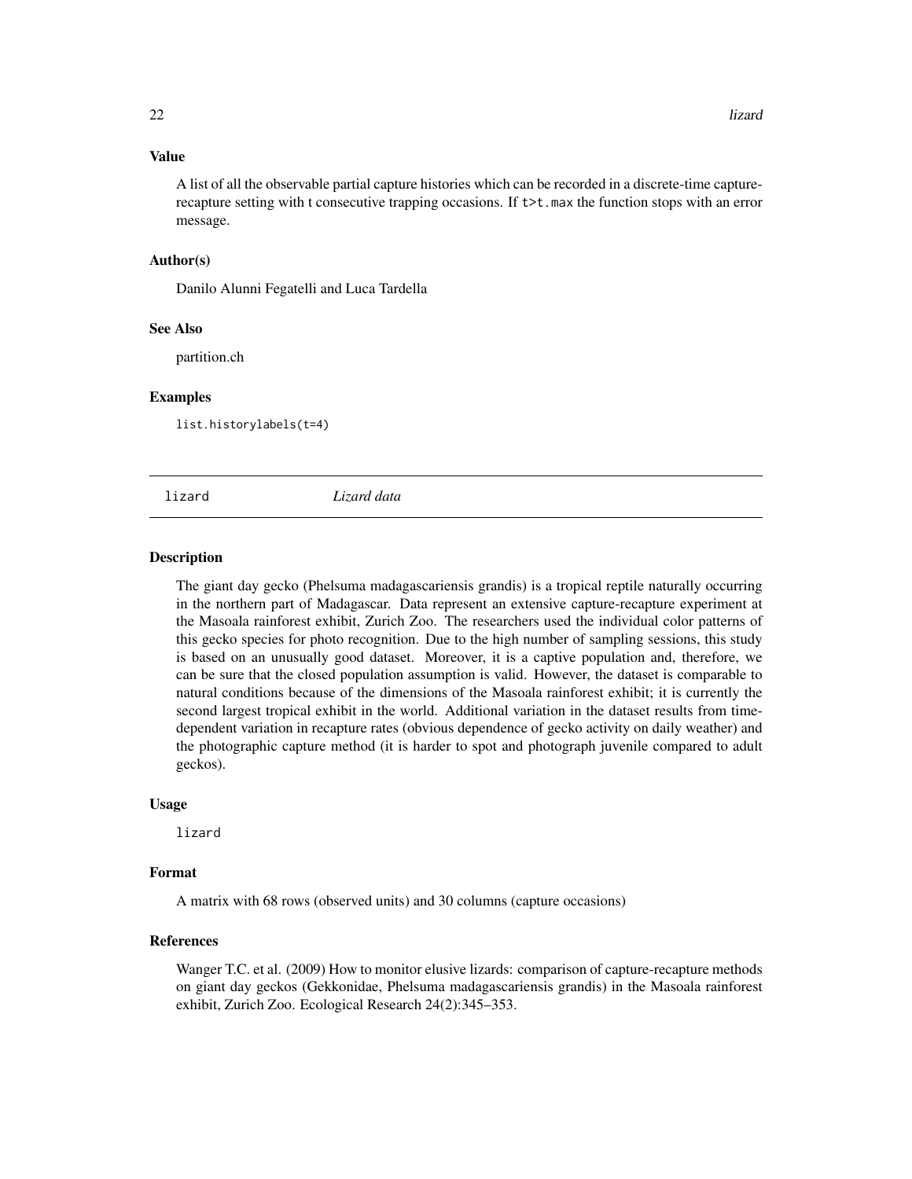### Value

A list of all the observable partial capture histories which can be recorded in a discrete-time capture-recapture setting with t consecutive trapping occasions. If `t>t.max` the function stops with an error message.

### Author(s)

Danilo Alunni Fegatelli and Luca Tardella

### See Also

partition.ch

### Examples

```
list.historylabels(t=4)
```

---

## lizard *Lizard data*

---

### Description

The giant day gecko (Phelsuma madagascariensis grandis) is a tropical reptile naturally occurring in the northern part of Madagascar. Data represent an extensive capture-recapture experiment at the Masoala rainforest exhibit, Zurich Zoo. The researchers used the individual color patterns of this gecko species for photo recognition. Due to the high number of sampling sessions, this study is based on an unusually good dataset. Moreover, it is a captive population and, therefore, we can be sure that the closed population assumption is valid. However, the dataset is comparable to natural conditions because of the dimensions of the Masoala rainforest exhibit; it is currently the second largest tropical exhibit in the world. Additional variation in the dataset results from time-dependent variation in recapture rates (obvious dependence of gecko activity on daily weather) and the photographic capture method (it is harder to spot and photograph juvenile compared to adult geckos).

### Usage

```
lizard
```

### Format

A matrix with 68 rows (observed units) and 30 columns (capture occasions)

### References

Wanger T.C. et al. (2009) How to monitor elusive lizards: comparison of capture-recapture methods on giant day geckos (Gekkonidae, Phelsuma madagascariensis grandis) in the Masoala rainforest exhibit, Zurich Zoo. Ecological Research 24(2):345–353.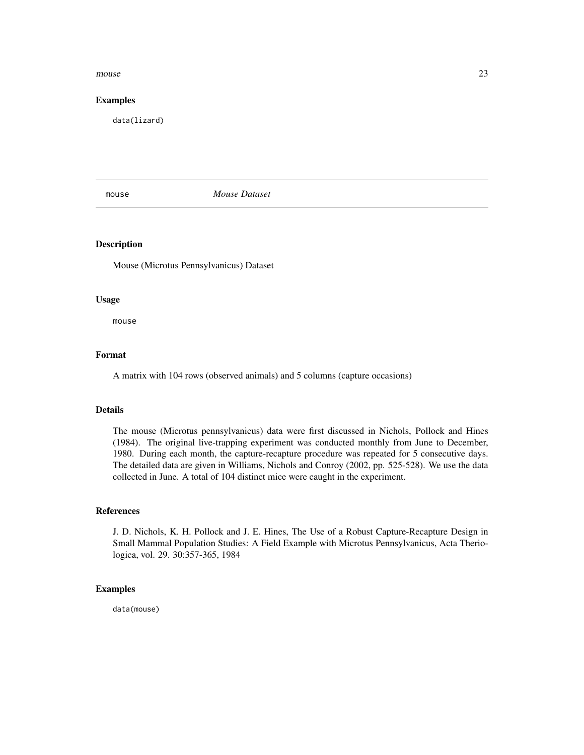### Examples

```
data(lizard)
```

## mouse *Mouse Dataset*

### Description

Mouse (Microtus Pennsylvanicus) Dataset

### Usage

```
mouse
```

### Format

A matrix with 104 rows (observed animals) and 5 columns (capture occasions)

### Details

The mouse (Microtus pennsylvanicus) data were first discussed in Nichols, Pollock and Hines (1984). The original live-trapping experiment was conducted monthly from June to December, 1980. During each month, the capture-recapture procedure was repeated for 5 consecutive days. The detailed data are given in Williams, Nichols and Conroy (2002, pp. 525-528). We use the data collected in June. A total of 104 distinct mice were caught in the experiment.

### References

J. D. Nichols, K. H. Pollock and J. E. Hines, The Use of a Robust Capture-Recapture Design in Small Mammal Population Studies: A Field Example with Microtus Pennsylvanicus, Acta Theriologica, vol. 29. 30:357-365, 1984

### Examples

```
data(mouse)
```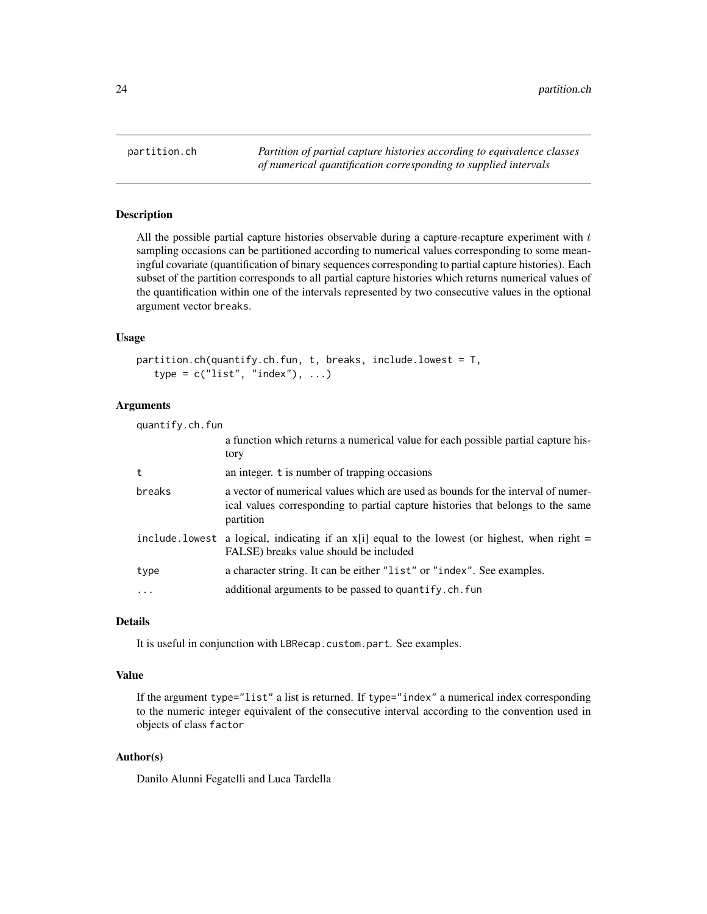# partition.ch

*Partition of partial capture histories according to equivalence classes of numerical quantification corresponding to supplied intervals*

## Description

All the possible partial capture histories observable during a capture-recapture experiment with $t$ sampling occasions can be partitioned according to numerical values corresponding to some meaningful covariate (quantification of binary sequences corresponding to partial capture histories). Each subset of the partition corresponds to all partial capture histories which returns numerical values of the quantification within one of the intervals represented by two consecutive values in the optional argument vector breaks.

## Usage

```
partition.ch(quantify.ch.fun, t, breaks, include.lowest = T,
   type = c("list", "index"), ...)
```

## Arguments

| | |
|---|---|
| quantify.ch.fun | a function which returns a numerical value for each possible partial capture history |
| t | an integer. t is number of trapping occasions |
| breaks | a vector of numerical values which are used as bounds for the interval of numerical values corresponding to partial capture histories that belongs to the same partition |
| include.lowest | a logical, indicating if an x[i] equal to the lowest (or highest, when right = FALSE) breaks value should be included |
| type | a character string. It can be either "list" or "index". See examples. |
| ... | additional arguments to be passed to quantify.ch.fun |

## Details

It is useful in conjunction with LBRecap.custom.part. See examples.

## Value

If the argument type="list" a list is returned. If type="index" a numerical index corresponding to the numeric integer equivalent of the consecutive interval according to the convention used in objects of class factor

## Author(s)

Danilo Alunni Fegatelli and Luca Tardella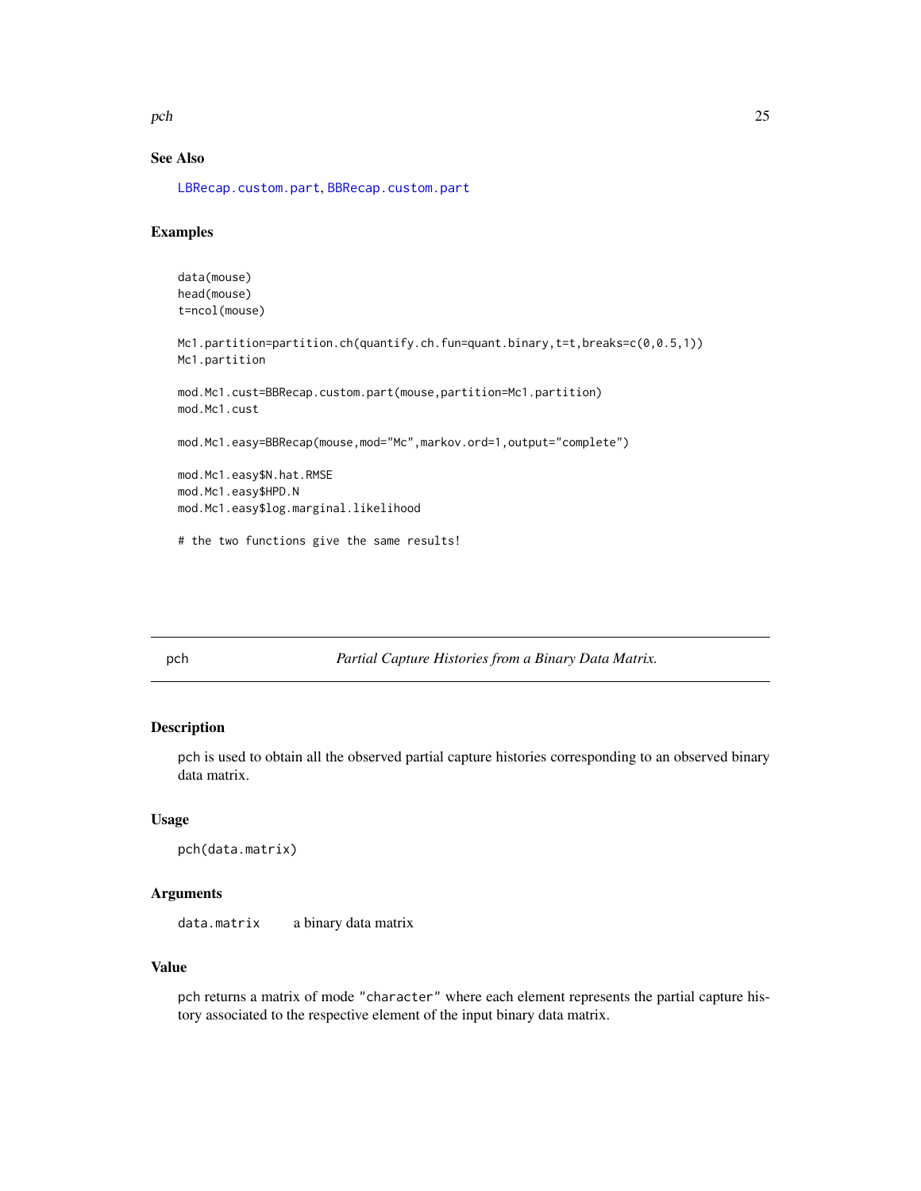## See Also

LBRecap.custom.part, BBRecap.custom.part

## Examples

```
data(mouse)
head(mouse)
t=ncol(mouse)

Mc1.partition=partition.ch(quantify.ch.fun=quant.binary,t=t,breaks=c(0,0.5,1))
Mc1.partition

mod.Mc1.cust=BBRecap.custom.part(mouse,partition=Mc1.partition)
mod.Mc1.cust

mod.Mc1.easy=BBRecap(mouse,mod="Mc",markov.ord=1,output="complete")

mod.Mc1.easy$N.hat.RMSE
mod.Mc1.easy$HPD.N
mod.Mc1.easy$log.marginal.likelihood

# the two functions give the same results!
```

---

# pch — *Partial Capture Histories from a Binary Data Matrix.*

## Description

pch is used to obtain all the observed partial capture histories corresponding to an observed binary data matrix.

## Usage

```
pch(data.matrix)
```

## Arguments

| | |
|---|---|
| `data.matrix` | a binary data matrix |

## Value

pch returns a matrix of mode "character" where each element represents the partial capture history associated to the respective element of the input binary data matrix.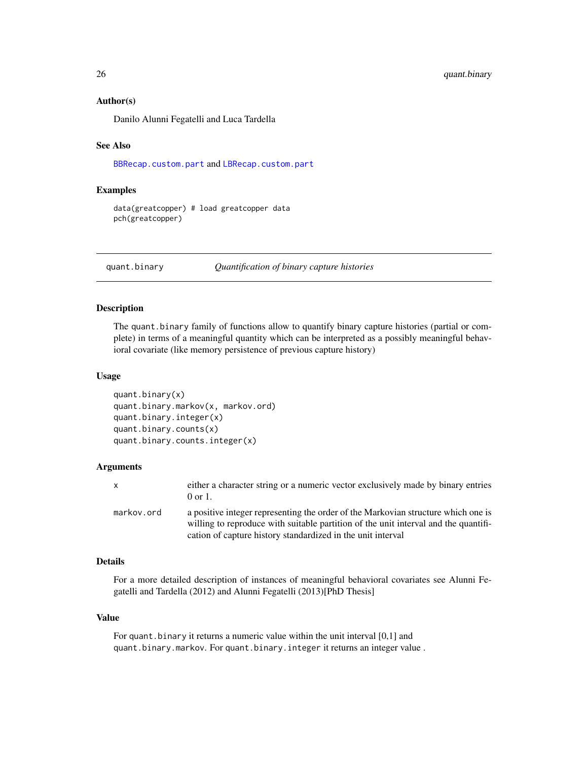### Author(s)

Danilo Alunni Fegatelli and Luca Tardella

### See Also

BBRecap.custom.part and LBRecap.custom.part

### Examples

```
data(greatcopper) # load greatcopper data
pch(greatcopper)
```

---

## quant.binary — *Quantification of binary capture histories*

### Description

The quant.binary family of functions allow to quantify binary capture histories (partial or complete) in terms of a meaningful quantity which can be interpreted as a possibly meaningful behavioral covariate (like memory persistence of previous capture history)

### Usage

```
quant.binary(x)
quant.binary.markov(x, markov.ord)
quant.binary.integer(x)
quant.binary.counts(x)
quant.binary.counts.integer(x)
```

### Arguments

| | |
|---|---|
| x | either a character string or a numeric vector exclusively made by binary entries 0 or 1. |
| markov.ord | a positive integer representing the order of the Markovian structure which one is willing to reproduce with suitable partition of the unit interval and the quantification of capture history standardized in the unit interval |

### Details

For a more detailed description of instances of meaningful behavioral covariates see Alunni Fegatelli and Tardella (2012) and Alunni Fegatelli (2013)[PhD Thesis]

### Value

For quant.binary it returns a numeric value within the unit interval [0,1] and quant.binary.markov. For quant.binary.integer it returns an integer value .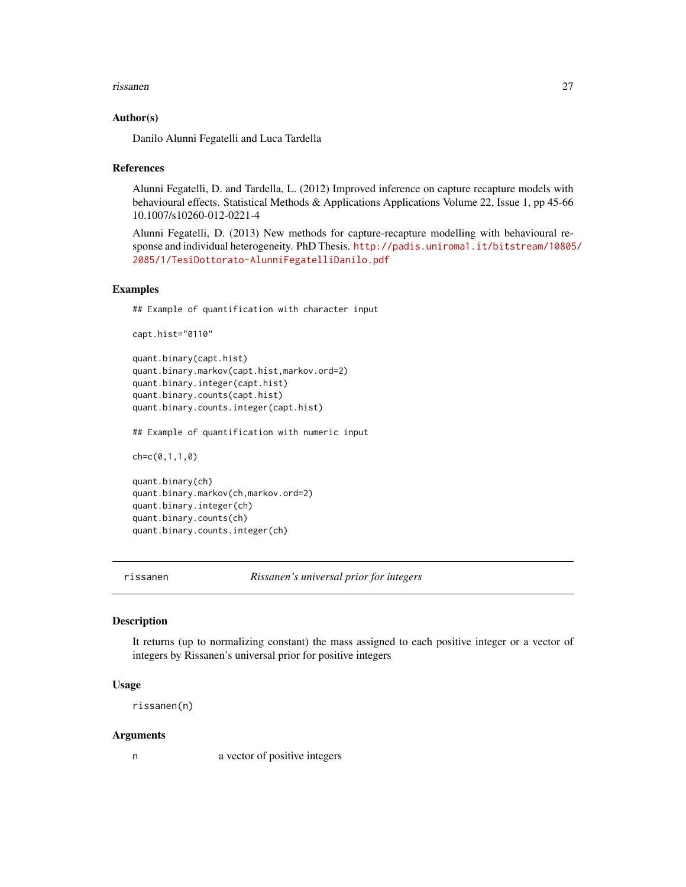### Author(s)

Danilo Alunni Fegatelli and Luca Tardella

### References

Alunni Fegatelli, D. and Tardella, L. (2012) Improved inference on capture recapture models with behavioural effects. Statistical Methods & Applications Applications Volume 22, Issue 1, pp 45-66 10.1007/s10260-012-0221-4

Alunni Fegatelli, D. (2013) New methods for capture-recapture modelling with behavioural response and individual heterogeneity. PhD Thesis. http://padis.uniroma1.it/bitstream/10805/2085/1/TesiDottorato-AlunniFegatelliDanilo.pdf

### Examples

```
## Example of quantification with character input

capt.hist="0110"

quant.binary(capt.hist)
quant.binary.markov(capt.hist,markov.ord=2)
quant.binary.integer(capt.hist)
quant.binary.counts(capt.hist)
quant.binary.counts.integer(capt.hist)

## Example of quantification with numeric input

ch=c(0,1,1,0)

quant.binary(ch)
quant.binary.markov(ch,markov.ord=2)
quant.binary.integer(ch)
quant.binary.counts(ch)
quant.binary.counts.integer(ch)
```

---

## rissanen — *Rissanen's universal prior for integers*

---

### Description

It returns (up to normalizing constant) the mass assigned to each positive integer or a vector of integers by Rissanen's universal prior for positive integers

### Usage

```
rissanen(n)
```

### Arguments

| | |
|---|---|
| n | a vector of positive integers |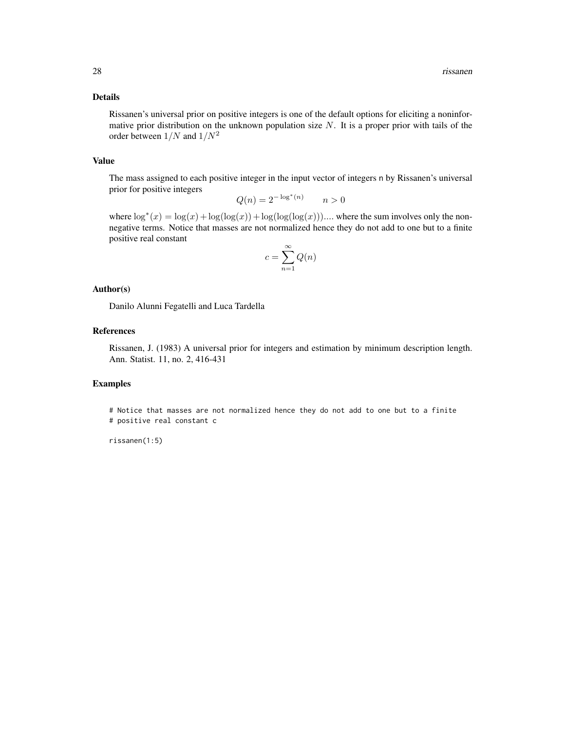### Details

Rissanen's universal prior on positive integers is one of the default options for eliciting a noninformative prior distribution on the unknown population size $N$. It is a proper prior with tails of the order between $1/N$ and $1/N^2$

### Value

The mass assigned to each positive integer in the input vector of integers n by Rissanen's universal prior for positive integers

$$Q(n) = 2^{-\log^*(n)} \qquad n > 0$$

where $\log^*(x) = \log(x) + \log(\log(x)) + \log(\log(\log(x)))....$ where the sum involves only the non-negative terms. Notice that masses are not normalized hence they do not add to one but to a finite positive real constant

$$c = \sum_{n=1}^{\infty} Q(n)$$

### Author(s)

Danilo Alunni Fegatelli and Luca Tardella

### References

Rissanen, J. (1983) A universal prior for integers and estimation by minimum description length. Ann. Statist. 11, no. 2, 416-431

### Examples

```
# Notice that masses are not normalized hence they do not add to one but to a finite
# positive real constant c

rissanen(1:5)
```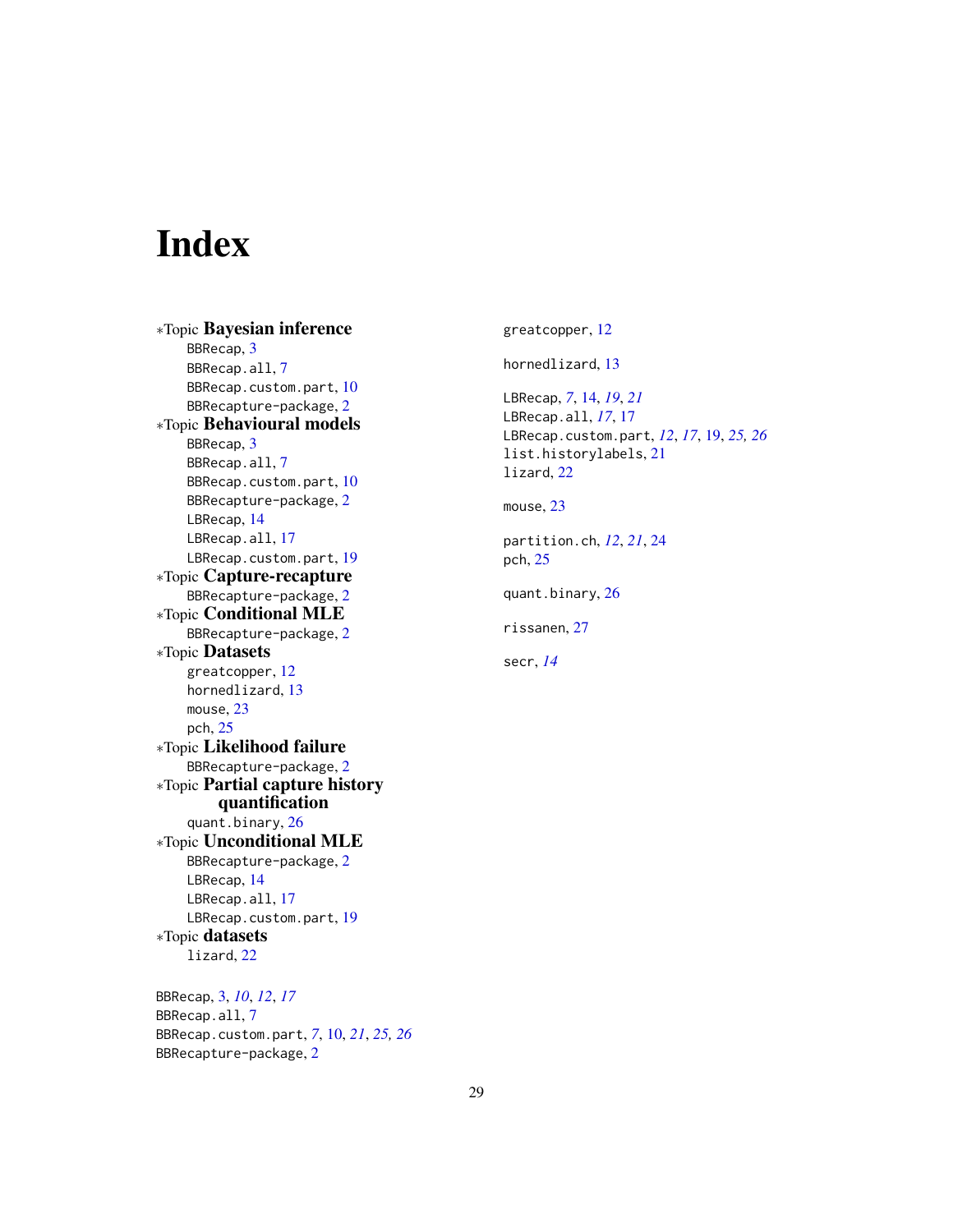# Index

∗Topic **Bayesian inference**
- BBRecap, 3
- BBRecap.all, 7
- BBRecap.custom.part, 10
- BBRecapture-package, 2

∗Topic **Behavioural models**
- BBRecap, 3
- BBRecap.all, 7
- BBRecap.custom.part, 10
- BBRecapture-package, 2
- LBRecap, 14
- LBRecap.all, 17
- LBRecap.custom.part, 19

∗Topic **Capture-recapture**
- BBRecapture-package, 2

∗Topic **Conditional MLE**
- BBRecapture-package, 2

∗Topic **Datasets**
- greatcopper, 12
- hornedlizard, 13
- mouse, 23
- pch, 25

∗Topic **Likelihood failure**
- BBRecapture-package, 2

∗Topic **Partial capture history quantification**
- quant.binary, 26

∗Topic **Unconditional MLE**
- BBRecapture-package, 2
- LBRecap, 14
- LBRecap.all, 17
- LBRecap.custom.part, 19

∗Topic **datasets**
- lizard, 22

BBRecap, 3, *10*, *12*, *17*
BBRecap.all, 7
BBRecap.custom.part, *7*, 10, *21*, *25, 26*
BBRecapture-package, 2

greatcopper, 12

hornedlizard, 13

LBRecap, *7*, 14, *19*, *21*
LBRecap.all, *17*, 17
LBRecap.custom.part, *12*, *17*, 19, *25, 26*
list.historylabels, 21
lizard, 22

mouse, 23

partition.ch, *12*, *21*, 24
pch, 25

quant.binary, 26

rissanen, 27

secr, *14*